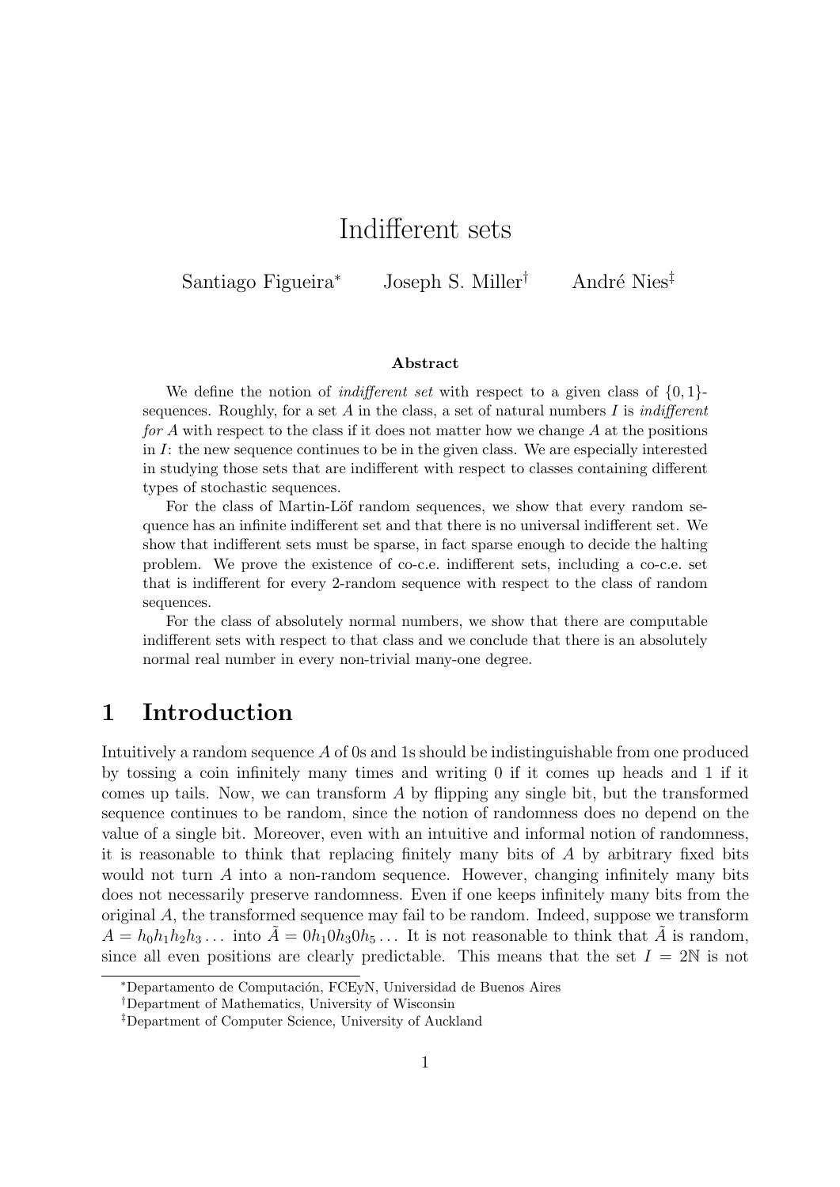# Indifferent sets

Santiago Figueira[*] Joseph S. Miller[†] André Nies[‡]

### Abstract

We define the notion of *indifferent set* with respect to a given class of $\{0,1\}$-sequences. Roughly, for a set $A$ in the class, a set of natural numbers $I$ is *indifferent for $A$* with respect to the class if it does not matter how we change $A$ at the positions in $I$: the new sequence continues to be in the given class. We are especially interested in studying those sets that are indifferent with respect to classes containing different types of stochastic sequences.

For the class of Martin-Löf random sequences, we show that every random sequence has an infinite indifferent set and that there is no universal indifferent set. We show that indifferent sets must be sparse, in fact sparse enough to decide the halting problem. We prove the existence of co-c.e. indifferent sets, including a co-c.e. set that is indifferent for every 2-random sequence with respect to the class of random sequences.

For the class of absolutely normal numbers, we show that there are computable indifferent sets with respect to that class and we conclude that there is an absolutely normal real number in every non-trivial many-one degree.

## 1 Introduction

Intuitively a random sequence $A$ of 0s and 1s should be indistinguishable from one produced by tossing a coin infinitely many times and writing 0 if it comes up heads and 1 if it comes up tails. Now, we can transform $A$ by flipping any single bit, but the transformed sequence continues to be random, since the notion of randomness does no depend on the value of a single bit. Moreover, even with an intuitive and informal notion of randomness, it is reasonable to think that replacing finitely many bits of $A$ by arbitrary fixed bits would not turn $A$ into a non-random sequence. However, changing infinitely many bits does not necessarily preserve randomness. Even if one keeps infinitely many bits from the original $A$, the transformed sequence may fail to be random. Indeed, suppose we transform $A = h_0h_1h_2h_3\dots$ into $\tilde{A} = 0h_10h_30h_5\dots$ It is not reasonable to think that $\tilde{A}$ is random, since all even positions are clearly predictable. This means that the set $I = 2\mathbb{N}$ is not

[*]Departamento de Computación, FCEyN, Universidad de Buenos Aires

[†]Department of Mathematics, University of Wisconsin

[‡]Department of Computer Science, University of Auckland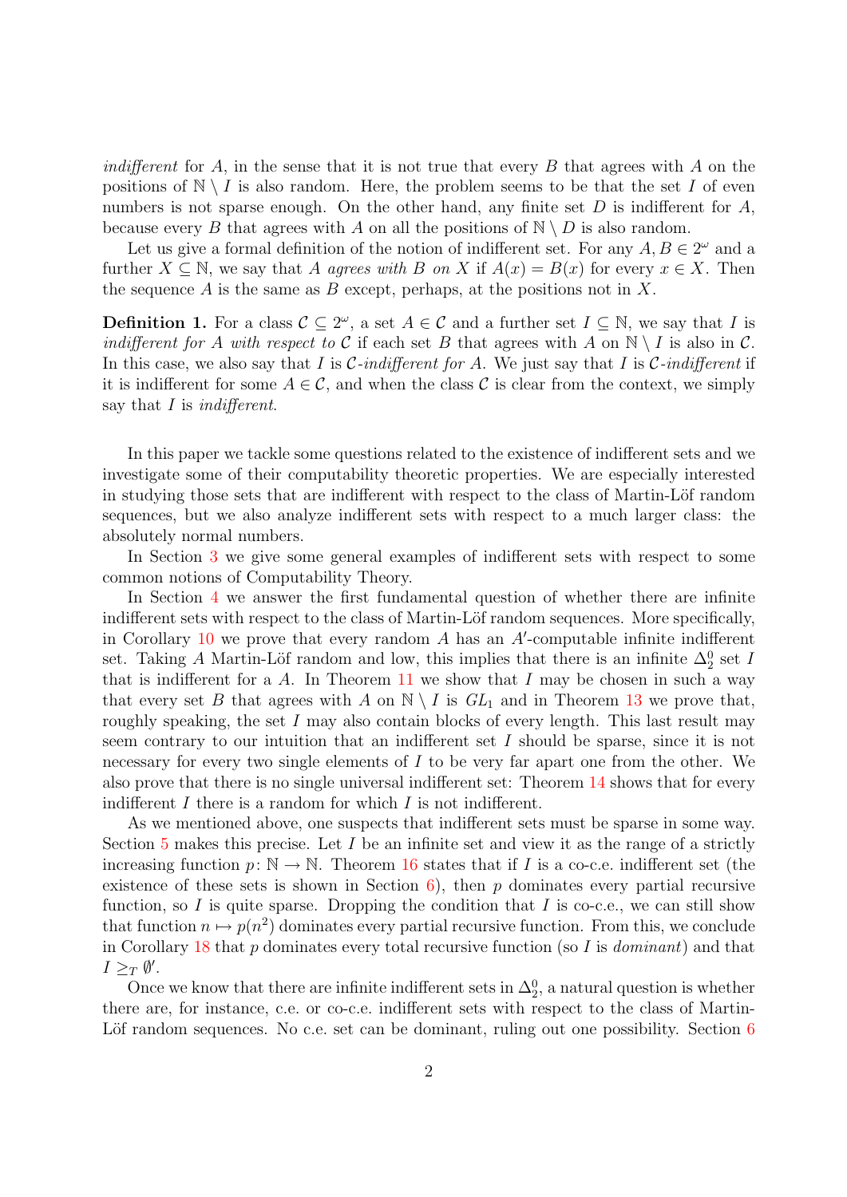*indifferent* for $A$, in the sense that it is not true that every $B$ that agrees with $A$ on the positions of $\mathbb{N} \setminus I$ is also random. Here, the problem seems to be that the set $I$ of even numbers is not sparse enough. On the other hand, any finite set $D$ is indifferent for $A$, because every $B$ that agrees with $A$ on all the positions of $\mathbb{N} \setminus D$ is also random.

Let us give a formal definition of the notion of indifferent set. For any $A, B \in 2^\omega$ and a further $X \subseteq \mathbb{N}$, we say that $A$ *agrees with* $B$ *on* $X$ if $A(x) = B(x)$ for every $x \in X$. Then the sequence $A$ is the same as $B$ except, perhaps, at the positions not in $X$.

**Definition 1.** For a class $\mathcal{C} \subseteq 2^\omega$, a set $A \in \mathcal{C}$ and a further set $I \subseteq \mathbb{N}$, we say that $I$ is *indifferent for* $A$ *with respect to* $\mathcal{C}$ if each set $B$ that agrees with $A$ on $\mathbb{N} \setminus I$ is also in $\mathcal{C}$. In this case, we also say that $I$ is $\mathcal{C}$*-indifferent for* $A$. We just say that $I$ is $\mathcal{C}$*-indifferent* if it is indifferent for some $A \in \mathcal{C}$, and when the class $\mathcal{C}$ is clear from the context, we simply say that $I$ is *indifferent*.

In this paper we tackle some questions related to the existence of indifferent sets and we investigate some of their computability theoretic properties. We are especially interested in studying those sets that are indifferent with respect to the class of Martin-Löf random sequences, but we also analyze indifferent sets with respect to a much larger class: the absolutely normal numbers.

In Section 3 we give some general examples of indifferent sets with respect to some common notions of Computability Theory.

In Section 4 we answer the first fundamental question of whether there are infinite indifferent sets with respect to the class of Martin-Löf random sequences. More specifically, in Corollary 10 we prove that every random $A$ has an $A'$-computable infinite indifferent set. Taking $A$ Martin-Löf random and low, this implies that there is an infinite $\Delta^0_2$ set $I$ that is indifferent for a $A$. In Theorem 11 we show that $I$ may be chosen in such a way that every set $B$ that agrees with $A$ on $\mathbb{N} \setminus I$ is $GL_1$ and in Theorem 13 we prove that, roughly speaking, the set $I$ may also contain blocks of every length. This last result may seem contrary to our intuition that an indifferent set $I$ should be sparse, since it is not necessary for every two single elements of $I$ to be very far apart one from the other. We also prove that there is no single universal indifferent set: Theorem 14 shows that for every indifferent $I$ there is a random for which $I$ is not indifferent.

As we mentioned above, one suspects that indifferent sets must be sparse in some way. Section 5 makes this precise. Let $I$ be an infinite set and view it as the range of a strictly increasing function $p \colon \mathbb{N} \to \mathbb{N}$. Theorem 16 states that if $I$ is a co-c.e. indifferent set (the existence of these sets is shown in Section 6), then $p$ dominates every partial recursive function, so $I$ is quite sparse. Dropping the condition that $I$ is co-c.e., we can still show that function $n \mapsto p(n^2)$ dominates every partial recursive function. From this, we conclude in Corollary 18 that $p$ dominates every total recursive function (so $I$ is *dominant*) and that $I \geq_T \emptyset'$.

Once we know that there are infinite indifferent sets in $\Delta^0_2$, a natural question is whether there are, for instance, c.e. or co-c.e. indifferent sets with respect to the class of Martin-Löf random sequences. No c.e. set can be dominant, ruling out one possibility. Section 6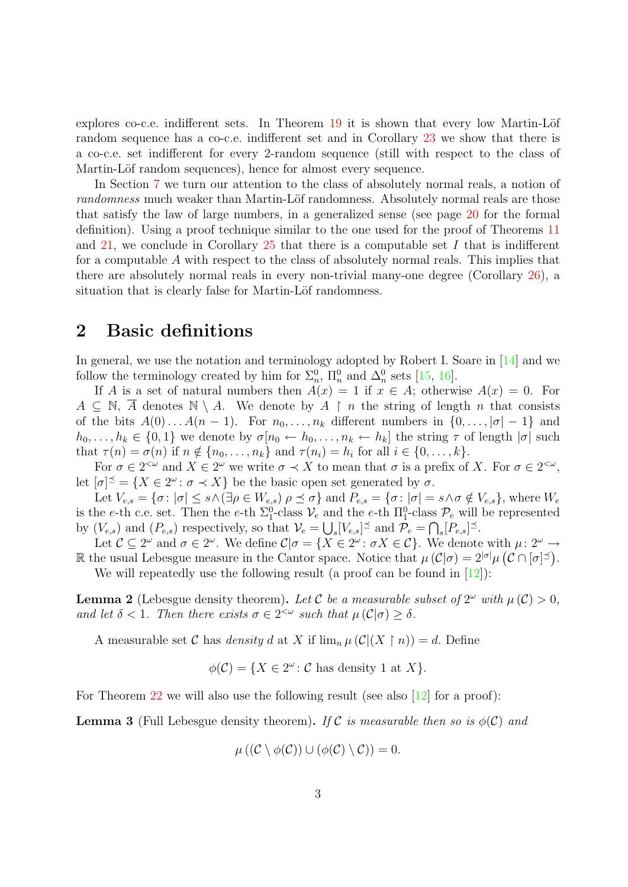explores co-c.e. indifferent sets. In Theorem 19 it is shown that every low Martin-Löf random sequence has a co-c.e. indifferent set and in Corollary 23 we show that there is a co-c.e. set indifferent for every 2-random sequence (still with respect to the class of Martin-Löf random sequences), hence for almost every sequence.

In Section 7 we turn our attention to the class of absolutely normal reals, a notion of *randomness* much weaker than Martin-Löf randomness. Absolutely normal reals are those that satisfy the law of large numbers, in a generalized sense (see page 20 for the formal definition). Using a proof technique similar to the one used for the proof of Theorems 11 and 21, we conclude in Corollary 25 that there is a computable set $I$ that is indifferent for a computable $A$ with respect to the class of absolutely normal reals. This implies that there are absolutely normal reals in every non-trivial many-one degree (Corollary 26), a situation that is clearly false for Martin-Löf randomness.

## 2 Basic definitions

In general, we use the notation and terminology adopted by Robert I. Soare in [14] and we follow the terminology created by him for $\Sigma_n^0$, $\Pi_n^0$ and $\Delta_n^0$ sets [15, 16].

If $A$ is a set of natural numbers then $A(x) = 1$ if $x \in A$; otherwise $A(x) = 0$. For $A \subseteq \mathbb{N}$, $\overline{A}$ denotes $\mathbb{N} \setminus A$. We denote by $A \upharpoonright n$ the string of length $n$ that consists of the bits $A(0) \dots A(n-1)$. For $n_0, \dots, n_k$ different numbers in $\{0, \dots, |\sigma| - 1\}$ and $h_0, \dots, h_k \in \{0, 1\}$ we denote by $\sigma[n_0 \leftarrow h_0, \dots, n_k \leftarrow h_k]$ the string $\tau$ of length $|\sigma|$ such that $\tau(n) = \sigma(n)$ if $n \notin \{n_0, \dots, n_k\}$ and $\tau(n_i) = h_i$ for all $i \in \{0, \dots, k\}$.

For $\sigma \in 2^{<\omega}$ and $X \in 2^\omega$ we write $\sigma \prec X$ to mean that $\sigma$ is a prefix of $X$. For $\sigma \in 2^{<\omega}$, let $[\sigma]^{\preceq} = \{X \in 2^\omega : \sigma \prec X\}$ be the basic open set generated by $\sigma$.

Let $V_{e,s} = \{\sigma : |\sigma| \le s \wedge (\exists \rho \in W_{e,s})\ \rho \preceq \sigma\}$ and $P_{e,s} = \{\sigma : |\sigma| = s \wedge \sigma \notin V_{e,s}\}$, where $W_e$ is the $e$-th c.e. set. Then the $e$-th $\Sigma_1^0$-class $\mathcal{V}_e$ and the $e$-th $\Pi_1^0$-class $\mathcal{P}_e$ will be represented by $(V_{e,s})$ and $(P_{e,s})$ respectively, so that $\mathcal{V}_e = \bigcup_s [V_{e,s}]^{\preceq}$ and $\mathcal{P}_e = \bigcap_s [P_{e,s}]^{\preceq}$.

Let $\mathcal{C} \subseteq 2^\omega$ and $\sigma \in 2^\omega$. We define $\mathcal{C}|\sigma = \{X \in 2^\omega : \sigma X \in \mathcal{C}\}$. We denote with $\mu : 2^\omega \to \mathbb{R}$ the usual Lebesgue measure in the Cantor space. Notice that $\mu(\mathcal{C}|\sigma) = 2^{|\sigma|}\mu\left(\mathcal{C} \cap [\sigma]^{\preceq}\right)$.

We will repeatedly use the following result (a proof can be found in [12]):

**Lemma 2** (Lebesgue density theorem)**.** *Let $\mathcal{C}$ be a measurable subset of $2^\omega$ with $\mu(\mathcal{C}) > 0$, and let $\delta < 1$. Then there exists $\sigma \in 2^{<\omega}$ such that $\mu(\mathcal{C}|\sigma) \ge \delta$.*

A measurable set $\mathcal{C}$ has *density* $d$ at $X$ if $\lim_n \mu(\mathcal{C}|(X \upharpoonright n)) = d$. Define

$$\phi(\mathcal{C}) = \{X \in 2^\omega : \mathcal{C} \text{ has density 1 at } X\}.$$

For Theorem 22 we will also use the following result (see also [12] for a proof):

**Lemma 3** (Full Lebesgue density theorem)**.** *If $\mathcal{C}$ is measurable then so is $\phi(\mathcal{C})$ and*

$$\mu\left((\mathcal{C} \setminus \phi(\mathcal{C})) \cup (\phi(\mathcal{C}) \setminus \mathcal{C})\right) = 0.$$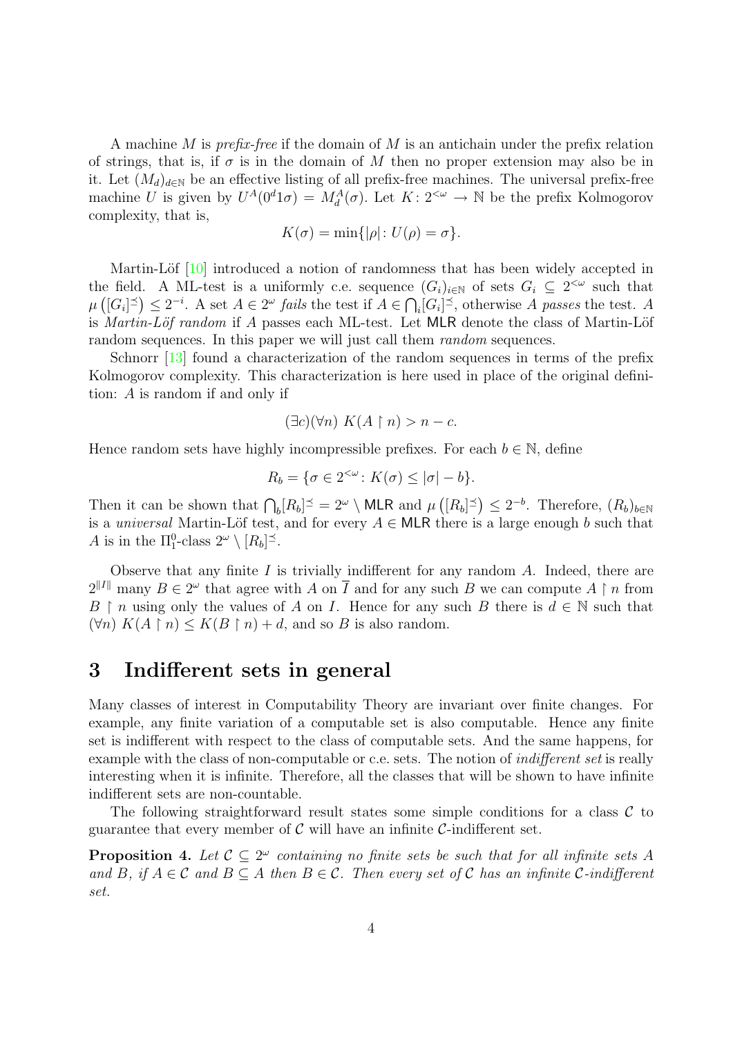A machine $M$ is *prefix-free* if the domain of $M$ is an antichain under the prefix relation of strings, that is, if $\sigma$ is in the domain of $M$ then no proper extension may also be in it. Let $(M_d)_{d\in\mathbb{N}}$ be an effective listing of all prefix-free machines. The universal prefix-free machine $U$ is given by $U^A(0^d 1\sigma) = M_d^A(\sigma)$. Let $K\colon 2^{<\omega} \to \mathbb{N}$ be the prefix Kolmogorov complexity, that is,

$$K(\sigma) = \min\{|\rho| \colon U(\rho) = \sigma\}.$$

Martin-Löf [10] introduced a notion of randomness that has been widely accepted in the field. A ML-test is a uniformly c.e. sequence $(G_i)_{i\in\mathbb{N}}$ of sets $G_i \subseteq 2^{<\omega}$ such that $\mu\left([G_i]^{\preceq}\right) \leq 2^{-i}$. A set $A \in 2^\omega$ *fails* the test if $A \in \bigcap_i [G_i]^{\preceq}$, otherwise $A$ *passes* the test. $A$ is *Martin-Löf random* if $A$ passes each ML-test. Let $\mathsf{MLR}$ denote the class of Martin-Löf random sequences. In this paper we will just call them *random* sequences.

Schnorr [13] found a characterization of the random sequences in terms of the prefix Kolmogorov complexity. This characterization is here used in place of the original definition: $A$ is random if and only if

$$(\exists c)(\forall n)\ K(A \upharpoonright n) > n - c.$$

Hence random sets have highly incompressible prefixes. For each $b \in \mathbb{N}$, define

$$R_b = \{\sigma \in 2^{<\omega} \colon K(\sigma) \leq |\sigma| - b\}.$$

Then it can be shown that $\bigcap_b [R_b]^{\preceq} = 2^\omega \setminus \mathsf{MLR}$ and $\mu\left([R_b]^{\preceq}\right) \leq 2^{-b}$. Therefore, $(R_b)_{b\in\mathbb{N}}$ is a *universal* Martin-Löf test, and for every $A \in \mathsf{MLR}$ there is a large enough $b$ such that $A$ is in the $\Pi^0_1$-class $2^\omega \setminus [R_b]^{\preceq}$.

Observe that any finite $I$ is trivially indifferent for any random $A$. Indeed, there are $2^{\|I\|}$ many $B \in 2^\omega$ that agree with $A$ on $\overline{I}$ and for any such $B$ we can compute $A \upharpoonright n$ from $B \upharpoonright n$ using only the values of $A$ on $I$. Hence for any such $B$ there is $d \in \mathbb{N}$ such that $(\forall n)\ K(A \upharpoonright n) \leq K(B \upharpoonright n) + d$, and so $B$ is also random.

## 3 Indifferent sets in general

Many classes of interest in Computability Theory are invariant over finite changes. For example, any finite variation of a computable set is also computable. Hence any finite set is indifferent with respect to the class of computable sets. And the same happens, for example with the class of non-computable or c.e. sets. The notion of *indifferent set* is really interesting when it is infinite. Therefore, all the classes that will be shown to have infinite indifferent sets are non-countable.

The following straightforward result states some simple conditions for a class $\mathcal{C}$ to guarantee that every member of $\mathcal{C}$ will have an infinite $\mathcal{C}$-indifferent set.

**Proposition 4.** *Let $\mathcal{C} \subseteq 2^\omega$ containing no finite sets be such that for all infinite sets $A$ and $B$, if $A \in \mathcal{C}$ and $B \subseteq A$ then $B \in \mathcal{C}$. Then every set of $\mathcal{C}$ has an infinite $\mathcal{C}$-indifferent set.*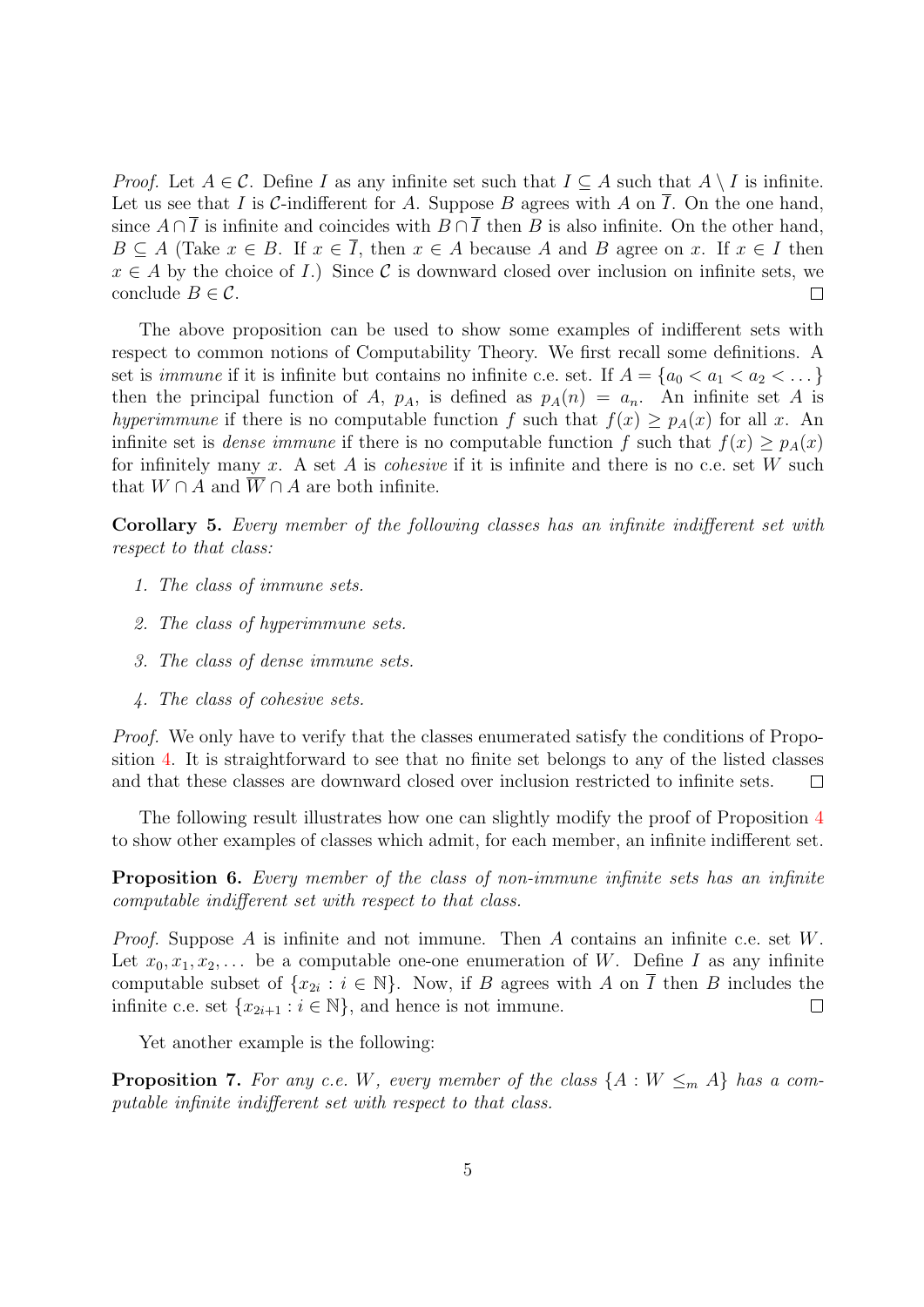*Proof.* Let $A \in \mathcal{C}$. Define $I$ as any infinite set such that $I \subseteq A$ such that $A \setminus I$ is infinite. Let us see that $I$ is $\mathcal{C}$-indifferent for $A$. Suppose $B$ agrees with $A$ on $\overline{I}$. On the one hand, since $A \cap \overline{I}$ is infinite and coincides with $B \cap \overline{I}$ then $B$ is also infinite. On the other hand, $B \subseteq A$ (Take $x \in B$. If $x \in \overline{I}$, then $x \in A$ because $A$ and $B$ agree on $x$. If $x \in I$ then $x \in A$ by the choice of $I$.) Since $\mathcal{C}$ is downward closed over inclusion on infinite sets, we conclude $B \in \mathcal{C}$. $\square$

The above proposition can be used to show some examples of indifferent sets with respect to common notions of Computability Theory. We first recall some definitions. A set is *immune* if it is infinite but contains no infinite c.e. set. If $A = \{a_0 < a_1 < a_2 < \dots\}$ then the principal function of $A$, $p_A$, is defined as $p_A(n) = a_n$. An infinite set $A$ is *hyperimmune* if there is no computable function $f$ such that $f(x) \geq p_A(x)$ for all $x$. An infinite set is *dense immune* if there is no computable function $f$ such that $f(x) \geq p_A(x)$ for infinitely many $x$. A set $A$ is *cohesive* if it is infinite and there is no c.e. set $W$ such that $W \cap A$ and $\overline{W} \cap A$ are both infinite.

**Corollary 5.** *Every member of the following classes has an infinite indifferent set with respect to that class:*

1. *The class of immune sets.*
2. *The class of hyperimmune sets.*
3. *The class of dense immune sets.*
4. *The class of cohesive sets.*

*Proof.* We only have to verify that the classes enumerated satisfy the conditions of Proposition 4. It is straightforward to see that no finite set belongs to any of the listed classes and that these classes are downward closed over inclusion restricted to infinite sets. $\square$

The following result illustrates how one can slightly modify the proof of Proposition 4 to show other examples of classes which admit, for each member, an infinite indifferent set.

**Proposition 6.** *Every member of the class of non-immune infinite sets has an infinite computable indifferent set with respect to that class.*

*Proof.* Suppose $A$ is infinite and not immune. Then $A$ contains an infinite c.e. set $W$. Let $x_0, x_1, x_2, \dots$ be a computable one-one enumeration of $W$. Define $I$ as any infinite computable subset of $\{x_{2i} : i \in \mathbb{N}\}$. Now, if $B$ agrees with $A$ on $\overline{I}$ then $B$ includes the infinite c.e. set $\{x_{2i+1} : i \in \mathbb{N}\}$, and hence is not immune. $\square$

Yet another example is the following:

**Proposition 7.** *For any c.e. $W$, every member of the class $\{A : W \leq_m A\}$ has a computable infinite indifferent set with respect to that class.*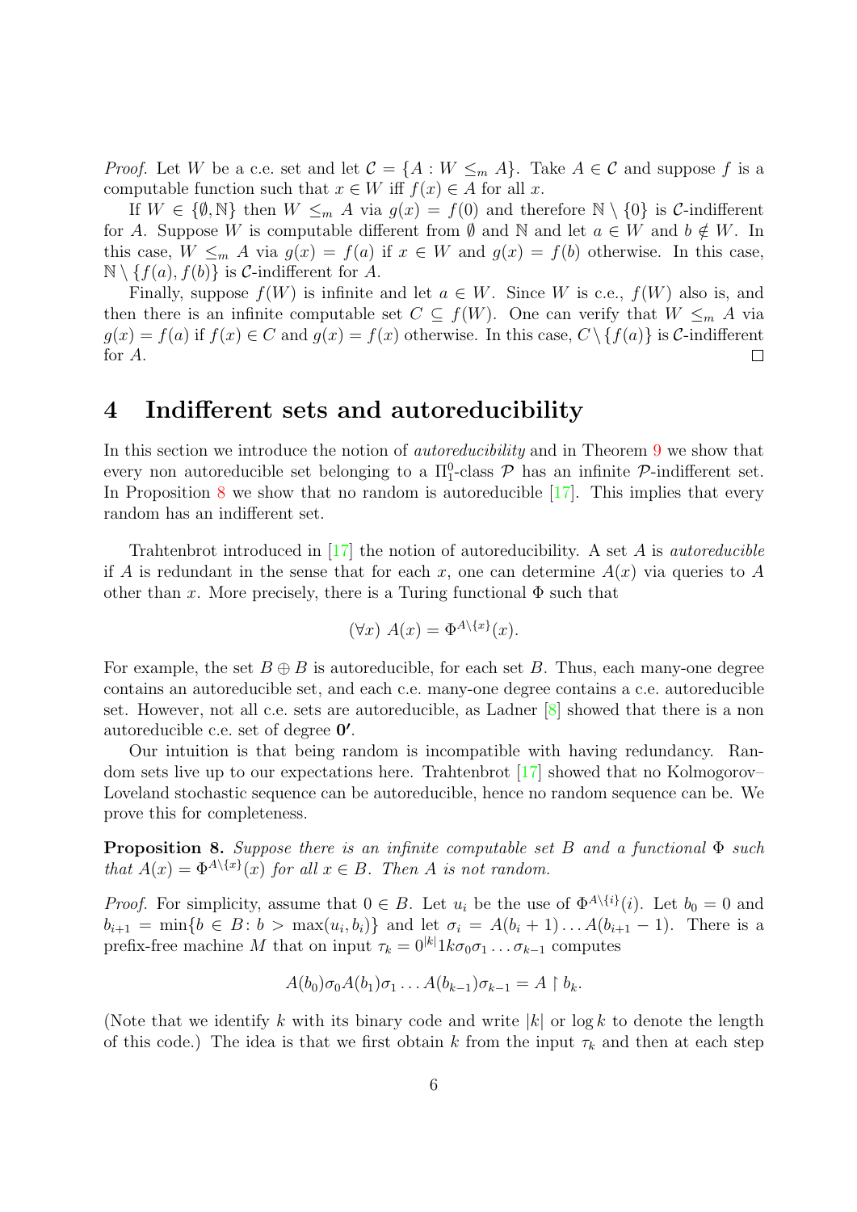*Proof.* Let $W$ be a c.e. set and let $\mathcal{C} = \{A : W \leq_m A\}$. Take $A \in \mathcal{C}$ and suppose $f$ is a computable function such that $x \in W$ iff $f(x) \in A$ for all $x$.

If $W \in \{\emptyset, \mathbb{N}\}$ then $W \leq_m A$ via $g(x) = f(0)$ and therefore $\mathbb{N} \setminus \{0\}$ is $\mathcal{C}$-indifferent for $A$. Suppose $W$ is computable different from $\emptyset$ and $\mathbb{N}$ and let $a \in W$ and $b \notin W$. In this case, $W \leq_m A$ via $g(x) = f(a)$ if $x \in W$ and $g(x) = f(b)$ otherwise. In this case, $\mathbb{N} \setminus \{f(a), f(b)\}$ is $\mathcal{C}$-indifferent for $A$.

Finally, suppose $f(W)$ is infinite and let $a \in W$. Since $W$ is c.e., $f(W)$ also is, and then there is an infinite computable set $C \subseteq f(W)$. One can verify that $W \leq_m A$ via $g(x) = f(a)$ if $f(x) \in C$ and $g(x) = f(x)$ otherwise. In this case, $C \setminus \{f(a)\}$ is $\mathcal{C}$-indifferent for $A$. □

# 4 Indifferent sets and autoreducibility

In this section we introduce the notion of *autoreducibility* and in Theorem 9 we show that every non autoreducible set belonging to a $\Pi^0_1$-class $\mathcal{P}$ has an infinite $\mathcal{P}$-indifferent set. In Proposition 8 we show that no random is autoreducible [17]. This implies that every random has an indifferent set.

Trahtenbrot introduced in [17] the notion of autoreducibility. A set $A$ is *autoreducible* if $A$ is redundant in the sense that for each $x$, one can determine $A(x)$ via queries to $A$ other than $x$. More precisely, there is a Turing functional $\Phi$ such that

$$(\forall x)\ A(x) = \Phi^{A \setminus \{x\}}(x).$$

For example, the set $B \oplus B$ is autoreducible, for each set $B$. Thus, each many-one degree contains an autoreducible set, and each c.e. many-one degree contains a c.e. autoreducible set. However, not all c.e. sets are autoreducible, as Ladner [8] showed that there is a non autoreducible c.e. set of degree $\mathbf{0'}$.

Our intuition is that being random is incompatible with having redundancy. Random sets live up to our expectations here. Trahtenbrot [17] showed that no Kolmogorov–Loveland stochastic sequence can be autoreducible, hence no random sequence can be. We prove this for completeness.

**Proposition 8.** *Suppose there is an infinite computable set $B$ and a functional $\Phi$ such that $A(x) = \Phi^{A \setminus \{x\}}(x)$ for all $x \in B$. Then $A$ is not random.*

*Proof.* For simplicity, assume that $0 \in B$. Let $u_i$ be the use of $\Phi^{A \setminus \{i\}}(i)$. Let $b_0 = 0$ and $b_{i+1} = \min\{b \in B : b > \max(u_i, b_i)\}$ and let $\sigma_i = A(b_i + 1) \ldots A(b_{i+1} - 1)$. There is a prefix-free machine $M$ that on input $\tau_k = 0^{|k|} 1 k \sigma_0 \sigma_1 \ldots \sigma_{k-1}$ computes

$$A(b_0)\sigma_0 A(b_1)\sigma_1 \ldots A(b_{k-1})\sigma_{k-1} = A \upharpoonright b_k.$$

(Note that we identify $k$ with its binary code and write $|k|$ or $\log k$ to denote the length of this code.) The idea is that we first obtain $k$ from the input $\tau_k$ and then at each step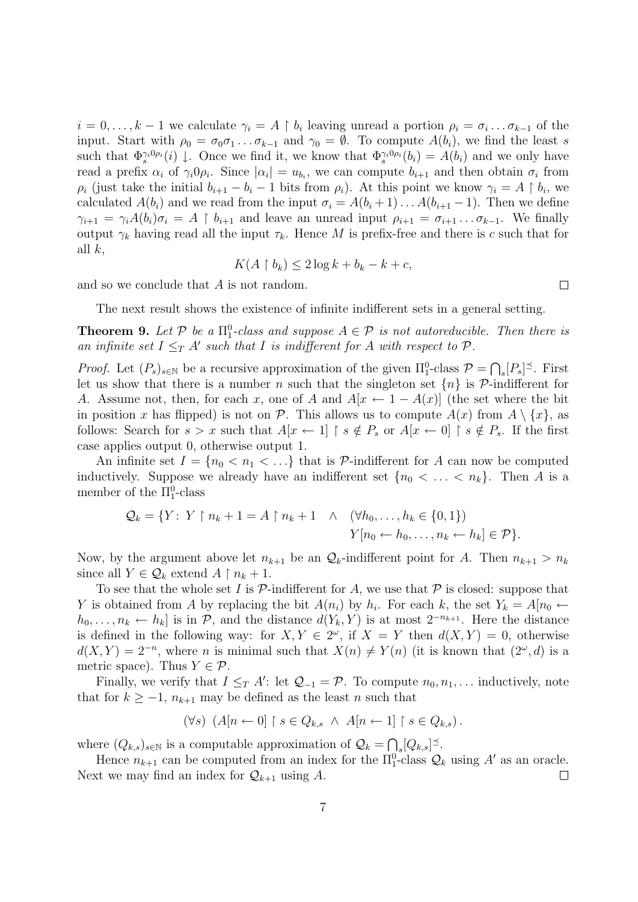$i = 0, \ldots, k-1$ we calculate $\gamma_i = A \upharpoonright b_i$ leaving unread a portion $\rho_i = \sigma_i \ldots \sigma_{k-1}$ of the input. Start with $\rho_0 = \sigma_0\sigma_1 \ldots \sigma_{k-1}$ and $\gamma_0 = \emptyset$. To compute $A(b_i)$, we find the least $s$ such that $\Phi_s^{\gamma_i 0 \rho_i}(i) \downarrow$. Once we find it, we know that $\Phi_s^{\gamma_i 0 \rho_i}(b_i) = A(b_i)$ and we only have read a prefix $\alpha_i$ of $\gamma_i 0 \rho_i$. Since $|\alpha_i| = u_{b_i}$, we can compute $b_{i+1}$ and then obtain $\sigma_i$ from $\rho_i$ (just take the initial $b_{i+1} - b_i - 1$ bits from $\rho_i$). At this point we know $\gamma_i = A \upharpoonright b_i$, we calculated $A(b_i)$ and we read from the input $\sigma_i = A(b_i+1) \ldots A(b_{i+1}-1)$. Then we define $\gamma_{i+1} = \gamma_i A(b_i)\sigma_i = A \upharpoonright b_{i+1}$ and leave an unread input $\rho_{i+1} = \sigma_{i+1} \ldots \sigma_{k-1}$. We finally output $\gamma_k$ having read all the input $\tau_k$. Hence $M$ is prefix-free and there is $c$ such that for all $k$,

$$K(A \upharpoonright b_k) \leq 2 \log k + b_k - k + c,$$

and so we conclude that $A$ is not random. $\square$

The next result shows the existence of infinite indifferent sets in a general setting.

**Theorem 9.** *Let $\mathcal{P}$ be a $\Pi^0_1$-class and suppose $A \in \mathcal{P}$ is not autoreducible. Then there is an infinite set $I \leq_T A'$ such that $I$ is indifferent for $A$ with respect to $\mathcal{P}$.*

*Proof.* Let $(P_s)_{s \in \mathbb{N}}$ be a recursive approximation of the given $\Pi^0_1$-class $\mathcal{P} = \bigcap_s [P_s]^{\preceq}$. First let us show that there is a number $n$ such that the singleton set $\{n\}$ is $\mathcal{P}$-indifferent for $A$. Assume not, then, for each $x$, one of $A$ and $A[x \leftarrow 1 - A(x)]$ (the set where the bit in position $x$ has flipped) is not on $\mathcal{P}$. This allows us to compute $A(x)$ from $A \setminus \{x\}$, as follows: Search for $s > x$ such that $A[x \leftarrow 1] \upharpoonright s \notin P_s$ or $A[x \leftarrow 0] \upharpoonright s \notin P_s$. If the first case applies output 0, otherwise output 1.

An infinite set $I = \{n_0 < n_1 < \ldots\}$ that is $\mathcal{P}$-indifferent for $A$ can now be computed inductively. Suppose we already have an indifferent set $\{n_0 < \ldots < n_k\}$. Then $A$ is a member of the $\Pi^0_1$-class

$$\mathcal{Q}_k = \{Y \colon\ Y \upharpoonright n_k + 1 = A \upharpoonright n_k + 1 \quad \wedge \quad (\forall h_0, \ldots, h_k \in \{0,1\}) \\ Y[n_0 \leftarrow h_0, \ldots, n_k \leftarrow h_k] \in \mathcal{P}\}.$$

Now, by the argument above let $n_{k+1}$ be an $\mathcal{Q}_k$-indifferent point for $A$. Then $n_{k+1} > n_k$ since all $Y \in \mathcal{Q}_k$ extend $A \upharpoonright n_k + 1$.

To see that the whole set $I$ is $\mathcal{P}$-indifferent for $A$, we use that $\mathcal{P}$ is closed: suppose that $Y$ is obtained from $A$ by replacing the bit $A(n_i)$ by $h_i$. For each $k$, the set $Y_k = A[n_0 \leftarrow h_0, \ldots, n_k \leftarrow h_k]$ is in $\mathcal{P}$, and the distance $d(Y_k, Y)$ is at most $2^{-n_{k+1}}$. Here the distance is defined in the following way: for $X, Y \in 2^\omega$, if $X = Y$ then $d(X,Y) = 0$, otherwise $d(X,Y) = 2^{-n}$, where $n$ is minimal such that $X(n) \neq Y(n)$ (it is known that $(2^\omega, d)$ is a metric space). Thus $Y \in \mathcal{P}$.

Finally, we verify that $I \leq_T A'$: let $\mathcal{Q}_{-1} = \mathcal{P}$. To compute $n_0, n_1, \ldots$ inductively, note that for $k \geq -1$, $n_{k+1}$ may be defined as the least $n$ such that

$$(\forall s)\ \left(A[n \leftarrow 0] \upharpoonright s \in Q_{k,s} \ \wedge\ A[n \leftarrow 1] \upharpoonright s \in Q_{k,s}\right).$$

where $(Q_{k,s})_{s \in \mathbb{N}}$ is a computable approximation of $\mathcal{Q}_k = \bigcap_s [Q_{k,s}]^{\preceq}$.

Hence $n_{k+1}$ can be computed from an index for the $\Pi^0_1$-class $\mathcal{Q}_k$ using $A'$ as an oracle. Next we may find an index for $\mathcal{Q}_{k+1}$ using $A$. $\square$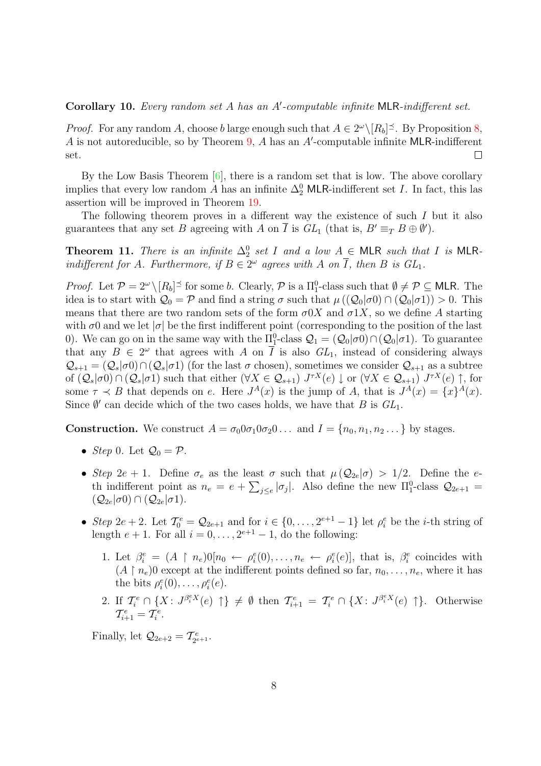**Corollary 10.** *Every random set $A$ has an $A'$-computable infinite* MLR*-indifferent set.*

*Proof.* For any random $A$, choose $b$ large enough such that $A \in 2^\omega \setminus [R_b]^\preceq$. By Proposition 8, $A$ is not autoreducible, so by Theorem 9, $A$ has an $A'$-computable infinite MLR-indifferent set. $\square$

By the Low Basis Theorem [6], there is a random set that is low. The above corollary implies that every low random $A$ has an infinite $\Delta^0_2$ MLR-indifferent set $I$. In fact, this las assertion will be improved in Theorem 19.

The following theorem proves in a different way the existence of such $I$ but it also guarantees that any set $B$ agreeing with $A$ on $\overline{I}$ is $GL_1$ (that is, $B' \equiv_T B \oplus \emptyset'$).

**Theorem 11.** *There is an infinite $\Delta^0_2$ set $I$ and a low $A \in$ MLR such that $I$ is MLR-indifferent for $A$. Furthermore, if $B \in 2^\omega$ agrees with $A$ on $\overline{I}$, then $B$ is $GL_1$.*

*Proof.* Let $\mathcal{P} = 2^\omega \setminus [R_b]^\preceq$ for some $b$. Clearly, $\mathcal{P}$ is a $\Pi^0_1$-class such that $\emptyset \neq \mathcal{P} \subseteq$ MLR. The idea is to start with $\mathcal{Q}_0 = \mathcal{P}$ and find a string $\sigma$ such that $\mu((\mathcal{Q}_0|\sigma 0) \cap (\mathcal{Q}_0|\sigma 1)) > 0$. This means that there are two random sets of the form $\sigma 0 X$ and $\sigma 1 X$, so we define $A$ starting with $\sigma 0$ and we let $|\sigma|$ be the first indifferent point (corresponding to the position of the last 0). We can go on in the same way with the $\Pi^0_1$-class $\mathcal{Q}_1 = (\mathcal{Q}_0|\sigma 0) \cap (\mathcal{Q}_0|\sigma 1)$. To guarantee that any $B \in 2^\omega$ that agrees with $A$ on $\overline{I}$ is also $GL_1$, instead of considering always $\mathcal{Q}_{s+1} = (\mathcal{Q}_s|\sigma 0) \cap (\mathcal{Q}_s|\sigma 1)$ (for the last $\sigma$ chosen), sometimes we consider $\mathcal{Q}_{s+1}$ as a subtree of $(\mathcal{Q}_s|\sigma 0) \cap (\mathcal{Q}_s|\sigma 1)$ such that either $(\forall X \in \mathcal{Q}_{s+1})\ J^{\tau X}(e) \downarrow$ or $(\forall X \in \mathcal{Q}_{s+1})\ J^{\tau X}(e) \uparrow$, for some $\tau \prec B$ that depends on $e$. Here $J^A(x)$ is the jump of $A$, that is $J^A(x) = \{x\}^A(x)$. Since $\emptyset'$ can decide which of the two cases holds, we have that $B$ is $GL_1$.

**Construction.** We construct $A = \sigma_0 0 \sigma_1 0 \sigma_2 0 \dots$ and $I = \{n_0, n_1, n_2 \dots\}$ by stages.

- *Step* 0. Let $\mathcal{Q}_0 = \mathcal{P}$.
- *Step* $2e+1$. Define $\sigma_e$ as the least $\sigma$ such that $\mu(\mathcal{Q}_{2e}|\sigma) > 1/2$. Define the $e$-th indifferent point as $n_e = e + \sum_{j \le e} |\sigma_j|$. Also define the new $\Pi^0_1$-class $\mathcal{Q}_{2e+1} = (\mathcal{Q}_{2e}|\sigma 0) \cap (\mathcal{Q}_{2e}|\sigma 1)$.
- *Step* $2e+2$. Let $\mathcal{T}^e_0 = \mathcal{Q}_{2e+1}$ and for $i \in \{0, \dots, 2^{e+1} - 1\}$ let $\rho^e_i$ be the $i$-th string of length $e+1$. For all $i = 0, \dots, 2^{e+1} - 1$, do the following:
  1. Let $\beta^e_i = (A \upharpoonright n_e)0[n_0 \leftarrow \rho^e_i(0), \dots, n_e \leftarrow \rho^e_i(e)]$, that is, $\beta^e_i$ coincides with $(A \upharpoonright n_e)0$ except at the indifferent points defined so far, $n_0, \dots, n_e$, where it has the bits $\rho^e_i(0), \dots, \rho^e_i(e)$.
  2. If $\mathcal{T}^e_i \cap \{X\colon J^{\beta^e_i X}(e) \uparrow\} \neq \emptyset$ then $\mathcal{T}^e_{i+1} = \mathcal{T}^e_i \cap \{X\colon J^{\beta^e_i X}(e) \uparrow\}$. Otherwise $\mathcal{T}^e_{i+1} = \mathcal{T}^e_i$.

  Finally, let $\mathcal{Q}_{2e+2} = \mathcal{T}^e_{2^{e+1}}$.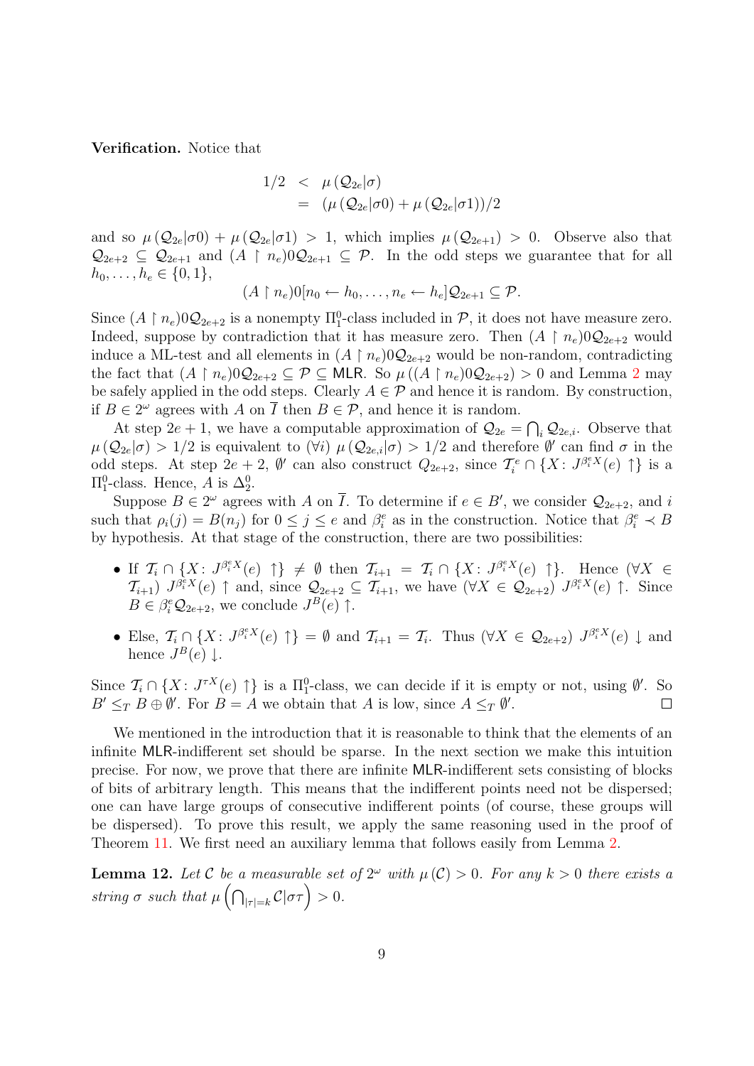**Verification.** Notice that

$$\begin{aligned} 1/2 &< \mu(\mathcal{Q}_{2e}|\sigma) \\ &= (\mu(\mathcal{Q}_{2e}|\sigma 0) + \mu(\mathcal{Q}_{2e}|\sigma 1))/2 \end{aligned}$$

and so $\mu(\mathcal{Q}_{2e}|\sigma 0) + \mu(\mathcal{Q}_{2e}|\sigma 1) > 1$, which implies $\mu(\mathcal{Q}_{2e+1}) > 0$. Observe also that $\mathcal{Q}_{2e+2} \subseteq \mathcal{Q}_{2e+1}$ and $(A \upharpoonright n_e)0\mathcal{Q}_{2e+1} \subseteq \mathcal{P}$. In the odd steps we guarantee that for all $h_0, \ldots, h_e \in \{0,1\}$,

$$(A \upharpoonright n_e)0[n_0 \leftarrow h_0, \ldots, n_e \leftarrow h_e]\mathcal{Q}_{2e+1} \subseteq \mathcal{P}.$$

Since $(A \upharpoonright n_e)0\mathcal{Q}_{2e+2}$ is a nonempty $\Pi^0_1$-class included in $\mathcal{P}$, it does not have measure zero. Indeed, suppose by contradiction that it has measure zero. Then $(A \upharpoonright n_e)0\mathcal{Q}_{2e+2}$ would induce a ML-test and all elements in $(A \upharpoonright n_e)0\mathcal{Q}_{2e+2}$ would be non-random, contradicting the fact that $(A \upharpoonright n_e)0\mathcal{Q}_{2e+2} \subseteq \mathcal{P} \subseteq \mathsf{MLR}$. So $\mu((A \upharpoonright n_e)0\mathcal{Q}_{2e+2}) > 0$ and Lemma 2 may be safely applied in the odd steps. Clearly $A \in \mathcal{P}$ and hence it is random. By construction, if $B \in 2^\omega$ agrees with $A$ on $\overline{I}$ then $B \in \mathcal{P}$, and hence it is random.

At step $2e+1$, we have a computable approximation of $\mathcal{Q}_{2e} = \bigcap_i \mathcal{Q}_{2e,i}$. Observe that $\mu(\mathcal{Q}_{2e}|\sigma) > 1/2$ is equivalent to $(\forall i)\ \mu(\mathcal{Q}_{2e,i}|\sigma) > 1/2$ and therefore $\emptyset'$ can find $\sigma$ in the odd steps. At step $2e+2$, $\emptyset'$ can also construct $Q_{2e+2}$, since $\mathcal{T}^e_i \cap \{X\colon J^{\beta^e_i X}(e) \uparrow\}$ is a $\Pi^0_1$-class. Hence, $A$ is $\Delta^0_2$.

Suppose $B \in 2^\omega$ agrees with $A$ on $\overline{I}$. To determine if $e \in B'$, we consider $\mathcal{Q}_{2e+2}$, and $i$ such that $\rho_i(j) = B(n_j)$ for $0 \leq j \leq e$ and $\beta^e_i$ as in the construction. Notice that $\beta^e_i \prec B$ by hypothesis. At that stage of the construction, there are two possibilities:

- If $\mathcal{T}_i \cap \{X\colon J^{\beta^e_i X}(e) \uparrow\} \neq \emptyset$ then $\mathcal{T}_{i+1} = \mathcal{T}_i \cap \{X\colon J^{\beta^e_i X}(e) \uparrow\}$. Hence $(\forall X \in \mathcal{T}_{i+1})\ J^{\beta^e_i X}(e) \uparrow$ and, since $\mathcal{Q}_{2e+2} \subseteq \mathcal{T}_{i+1}$, we have $(\forall X \in \mathcal{Q}_{2e+2})\ J^{\beta^e_i X}(e) \uparrow$. Since $B \in \beta^e_i \mathcal{Q}_{2e+2}$, we conclude $J^B(e) \uparrow$.
- Else, $\mathcal{T}_i \cap \{X\colon J^{\beta^e_i X}(e) \uparrow\} = \emptyset$ and $\mathcal{T}_{i+1} = \mathcal{T}_i$. Thus $(\forall X \in \mathcal{Q}_{2e+2})\ J^{\beta^e_i X}(e) \downarrow$ and hence $J^B(e) \downarrow$.

Since $\mathcal{T}_i \cap \{X\colon J^{\tau X}(e) \uparrow\}$ is a $\Pi^0_1$-class, we can decide if it is empty or not, using $\emptyset'$. So $B' \leq_T B \oplus \emptyset'$. For $B = A$ we obtain that $A$ is low, since $A \leq_T \emptyset'$. $\square$

We mentioned in the introduction that it is reasonable to think that the elements of an infinite $\mathsf{MLR}$-indifferent set should be sparse. In the next section we make this intuition precise. For now, we prove that there are infinite $\mathsf{MLR}$-indifferent sets consisting of blocks of bits of arbitrary length. This means that the indifferent points need not be dispersed; one can have large groups of consecutive indifferent points (of course, these groups will be dispersed). To prove this result, we apply the same reasoning used in the proof of Theorem 11. We first need an auxiliary lemma that follows easily from Lemma 2.

**Lemma 12.** *Let $\mathcal{C}$ be a measurable set of $2^\omega$ with $\mu(\mathcal{C}) > 0$. For any $k > 0$ there exists a string $\sigma$ such that $\mu\left(\bigcap_{|\tau|=k} \mathcal{C}|\sigma\tau\right) > 0$.*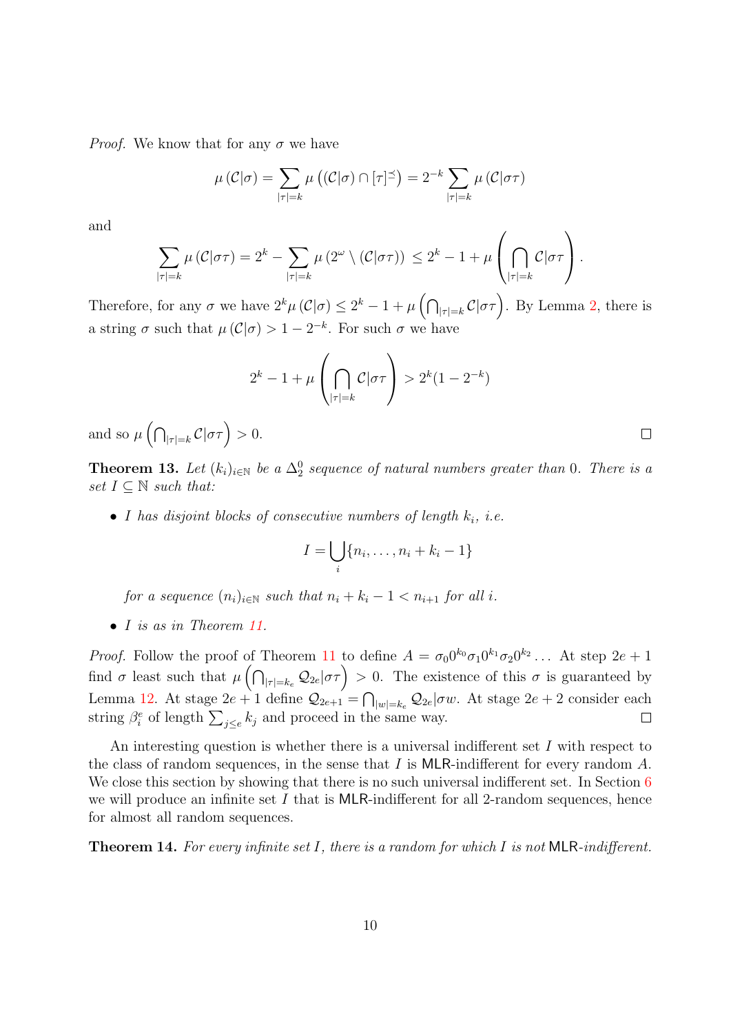*Proof.* We know that for any $\sigma$ we have

$$\mu(\mathcal{C}|\sigma) = \sum_{|\tau|=k} \mu\left((\mathcal{C}|\sigma) \cap [\tau]^{\preceq}\right) = 2^{-k} \sum_{|\tau|=k} \mu(\mathcal{C}|\sigma\tau)$$

and

$$\sum_{|\tau|=k} \mu(\mathcal{C}|\sigma\tau) = 2^k - \sum_{|\tau|=k} \mu\left(2^\omega \setminus (\mathcal{C}|\sigma\tau)\right) \le 2^k - 1 + \mu\left(\bigcap_{|\tau|=k} \mathcal{C}|\sigma\tau\right).$$

Therefore, for any $\sigma$ we have $2^k \mu(\mathcal{C}|\sigma) \le 2^k - 1 + \mu\left(\bigcap_{|\tau|=k} \mathcal{C}|\sigma\tau\right)$. By Lemma 2, there is a string $\sigma$ such that $\mu(\mathcal{C}|\sigma) > 1 - 2^{-k}$. For such $\sigma$ we have

$$2^k - 1 + \mu\left(\bigcap_{|\tau|=k} \mathcal{C}|\sigma\tau\right) > 2^k(1 - 2^{-k})$$

and so $\mu\left(\bigcap_{|\tau|=k} \mathcal{C}|\sigma\tau\right) > 0$. □

**Theorem 13.** *Let $(k_i)_{i\in\mathbb{N}}$ be a $\Delta^0_2$ sequence of natural numbers greater than 0. There is a set $I \subseteq \mathbb{N}$ such that:*

- *$I$ has disjoint blocks of consecutive numbers of length $k_i$, i.e.*

$$I = \bigcup_i \{n_i, \dots, n_i + k_i - 1\}$$

  *for a sequence $(n_i)_{i\in\mathbb{N}}$ such that $n_i + k_i - 1 < n_{i+1}$ for all $i$.*

- *$I$ is as in Theorem 11.*

*Proof.* Follow the proof of Theorem 11 to define $A = \sigma_0 0^{k_0} \sigma_1 0^{k_1} \sigma_2 0^{k_2} \dots$ At step $2e+1$ find $\sigma$ least such that $\mu\left(\bigcap_{|\tau|=k_e} \mathcal{Q}_{2e}|\sigma\tau\right) > 0$. The existence of this $\sigma$ is guaranteed by Lemma 12. At stage $2e+1$ define $\mathcal{Q}_{2e+1} = \bigcap_{|w|=k_e} \mathcal{Q}_{2e}|\sigma w$. At stage $2e+2$ consider each string $\beta^e_i$ of length $\sum_{j\le e} k_j$ and proceed in the same way. □

An interesting question is whether there is a universal indifferent set $I$ with respect to the class of random sequences, in the sense that $I$ is MLR-indifferent for every random $A$. We close this section by showing that there is no such universal indifferent set. In Section 6 we will produce an infinite set $I$ that is MLR-indifferent for all 2-random sequences, hence for almost all random sequences.

**Theorem 14.** *For every infinite set $I$, there is a random for which $I$ is not MLR-indifferent.*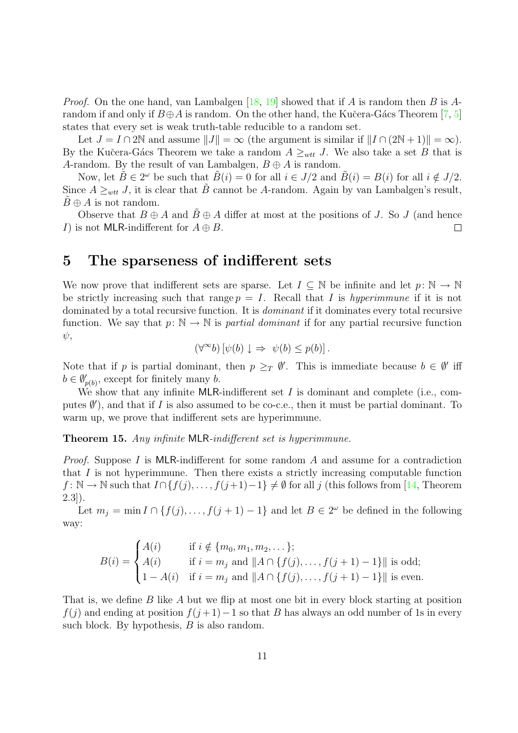*Proof.* On the one hand, van Lambalgen [18, 19] showed that if $A$ is random then $B$ is $A$-random if and only if $B \oplus A$ is random. On the other hand, the Kučera-Gács Theorem [7, 5] states that every set is weak truth-table reducible to a random set.

Let $J = I \cap 2\mathbb{N}$ and assume $\|J\| = \infty$ (the argument is similar if $\|I \cap (2\mathbb{N}+1)\| = \infty$). By the Kučera-Gács Theorem we take a random $A \geq_{wtt} J$. We also take a set $B$ that is $A$-random. By the result of van Lambalgen, $B \oplus A$ is random.

Now, let $\tilde{B} \in 2^\omega$ be such that $\tilde{B}(i) = 0$ for all $i \in J/2$ and $\tilde{B}(i) = B(i)$ for all $i \notin J/2$. Since $A \geq_{wtt} J$, it is clear that $\tilde{B}$ cannot be $A$-random. Again by van Lambalgen's result, $\tilde{B} \oplus A$ is not random.

Observe that $B \oplus A$ and $\tilde{B} \oplus A$ differ at most at the positions of $J$. So $J$ (and hence $I$) is not MLR-indifferent for $A \oplus B$. □

# 5 The sparseness of indifferent sets

We now prove that indifferent sets are sparse. Let $I \subseteq \mathbb{N}$ be infinite and let $p\colon \mathbb{N} \to \mathbb{N}$ be strictly increasing such that range $p = I$. Recall that $I$ is *hyperimmune* if it is not dominated by a total recursive function. It is *dominant* if it dominates every total recursive function. We say that $p\colon \mathbb{N} \to \mathbb{N}$ is *partial dominant* if for any partial recursive function $\psi$,

$$(\forall^\infty b)\,[\psi(b)\downarrow \Rightarrow\ \psi(b) \leq p(b)]\,.$$

Note that if $p$ is partial dominant, then $p \geq_T \emptyset'$. This is immediate because $b \in \emptyset'$ iff $b \in \emptyset'_{p(b)}$, except for finitely many $b$.

We show that any infinite MLR-indifferent set $I$ is dominant and complete (i.e., computes $\emptyset'$), and that if $I$ is also assumed to be co-c.e., then it must be partial dominant. To warm up, we prove that indifferent sets are hyperimmune.

**Theorem 15.** *Any infinite* MLR*-indifferent set is hyperimmune.*

*Proof.* Suppose $I$ is MLR-indifferent for some random $A$ and assume for a contradiction that $I$ is not hyperimmune. Then there exists a strictly increasing computable function $f\colon \mathbb{N} \to \mathbb{N}$ such that $I \cap \{f(j), \dots, f(j+1)-1\} \neq \emptyset$ for all $j$ (this follows from [14, Theorem 2.3]).

Let $m_j = \min I \cap \{f(j), \dots, f(j+1)-1\}$ and let $B \in 2^\omega$ be defined in the following way:

$$B(i) = \begin{cases} A(i) & \text{if } i \notin \{m_0, m_1, m_2, \dots\}; \\ A(i) & \text{if } i = m_j \text{ and } \|A \cap \{f(j), \dots, f(j+1)-1\}\| \text{ is odd;} \\ 1 - A(i) & \text{if } i = m_j \text{ and } \|A \cap \{f(j), \dots, f(j+1)-1\}\| \text{ is even.} \end{cases}$$

That is, we define $B$ like $A$ but we flip at most one bit in every block starting at position $f(j)$ and ending at position $f(j+1)-1$ so that $B$ has always an odd number of 1s in every such block. By hypothesis, $B$ is also random.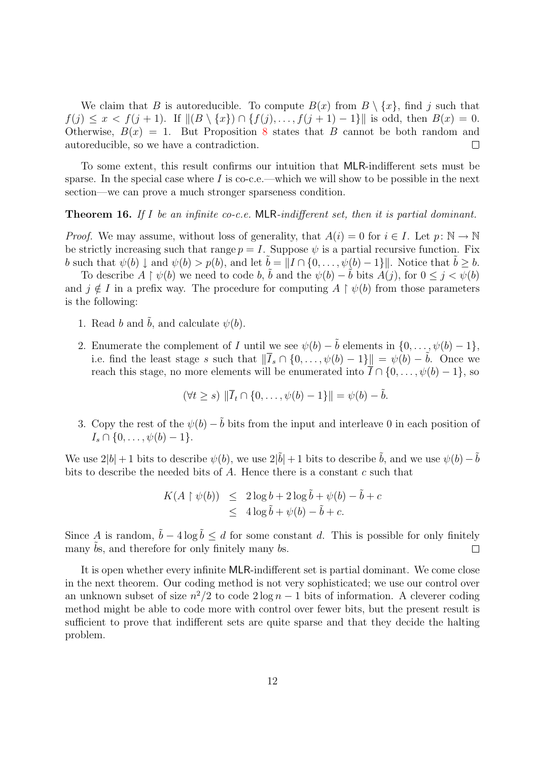We claim that $B$ is autoreducible. To compute $B(x)$ from $B \setminus \{x\}$, find $j$ such that $f(j) \leq x < f(j+1)$. If $\|(B \setminus \{x\}) \cap \{f(j), \ldots, f(j+1)-1\}\|$ is odd, then $B(x) = 0$. Otherwise, $B(x) = 1$. But Proposition 8 states that $B$ cannot be both random and autoreducible, so we have a contradiction. $\square$

To some extent, this result confirms our intuition that MLR-indifferent sets must be sparse. In the special case where $I$ is co-c.e.—which we will show to be possible in the next section—we can prove a much stronger sparseness condition.

**Theorem 16.** *If $I$ be an infinite co-c.e.* MLR*-indifferent set, then it is partial dominant.*

*Proof.* We may assume, without loss of generality, that $A(i) = 0$ for $i \in I$. Let $p \colon \mathbb{N} \to \mathbb{N}$ be strictly increasing such that range $p = I$. Suppose $\psi$ is a partial recursive function. Fix $b$ such that $\psi(b) \downarrow$ and $\psi(b) > p(b)$, and let $\tilde{b} = \|I \cap \{0, \ldots, \psi(b)-1\}\|$. Notice that $\tilde{b} \geq b$.

To describe $A \upharpoonright \psi(b)$ we need to code $b$, $\tilde{b}$ and the $\psi(b) - \tilde{b}$ bits $A(j)$, for $0 \leq j < \psi(b)$ and $j \notin I$ in a prefix way. The procedure for computing $A \upharpoonright \psi(b)$ from those parameters is the following:

1. Read $b$ and $\tilde{b}$, and calculate $\psi(b)$.
2. Enumerate the complement of $I$ until we see $\psi(b) - \tilde{b}$ elements in $\{0, \ldots, \psi(b)-1\}$, i.e. find the least stage $s$ such that $\|\overline{I}_s \cap \{0, \ldots, \psi(b)-1\}\| = \psi(b) - \tilde{b}$. Once we reach this stage, no more elements will be enumerated into $\overline{I} \cap \{0, \ldots, \psi(b)-1\}$, so
$$(\forall t \geq s)\ \|\overline{I}_t \cap \{0, \ldots, \psi(b)-1\}\| = \psi(b) - \tilde{b}.$$
3. Copy the rest of the $\psi(b) - \tilde{b}$ bits from the input and interleave 0 in each position of $I_s \cap \{0, \ldots, \psi(b)-1\}$.

We use $2|b|+1$ bits to describe $\psi(b)$, we use $2|\tilde{b}|+1$ bits to describe $\tilde{b}$, and we use $\psi(b) - \tilde{b}$ bits to describe the needed bits of $A$. Hence there is a constant $c$ such that

$$\begin{aligned} K(A \upharpoonright \psi(b)) &\leq 2\log b + 2\log \tilde{b} + \psi(b) - \tilde{b} + c \\ &\leq 4\log \tilde{b} + \psi(b) - \tilde{b} + c. \end{aligned}$$

Since $A$ is random, $\tilde{b} - 4\log \tilde{b} \leq d$ for some constant $d$. This is possible for only finitely many $\tilde{b}$s, and therefore for only finitely many $b$s. $\square$

It is open whether every infinite MLR-indifferent set is partial dominant. We come close in the next theorem. Our coding method is not very sophisticated; we use our control over an unknown subset of size $n^2/2$ to code $2\log n - 1$ bits of information. A cleverer coding method might be able to code more with control over fewer bits, but the present result is sufficient to prove that indifferent sets are quite sparse and that they decide the halting problem.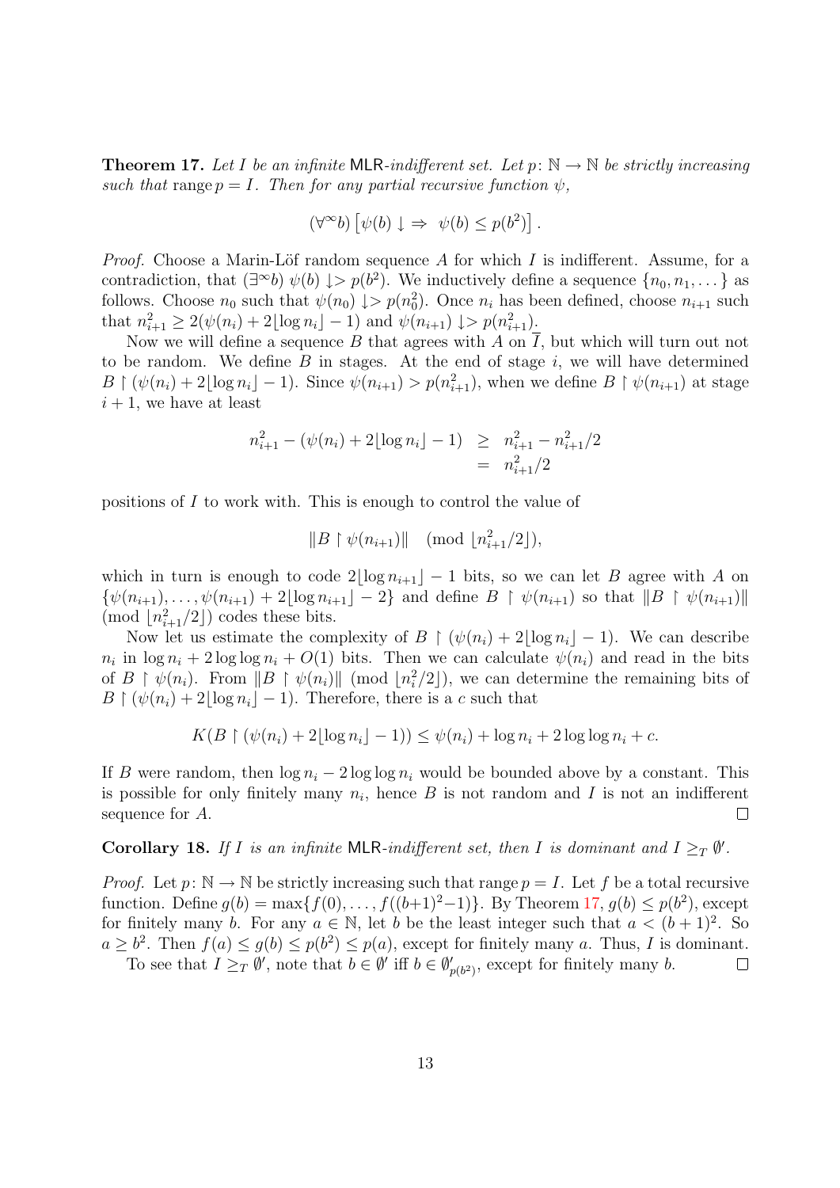**Theorem 17.** *Let $I$ be an infinite* MLR*-indifferent set. Let $p\colon \mathbb{N} \to \mathbb{N}$ be strictly increasing such that* $\operatorname{range} p = I$*. Then for any partial recursive function $\psi$,*

$$(\forall^\infty b)\left[\psi(b)\downarrow \Rightarrow\ \psi(b) \le p(b^2)\right].$$

*Proof.* Choose a Marin-Löf random sequence $A$ for which $I$ is indifferent. Assume, for a contradiction, that $(\exists^\infty b)\ \psi(b)\downarrow> p(b^2)$. We inductively define a sequence $\{n_0, n_1, \dots\}$ as follows. Choose $n_0$ such that $\psi(n_0)\downarrow> p(n_0^2)$. Once $n_i$ has been defined, choose $n_{i+1}$ such that $n_{i+1}^2 \ge 2(\psi(n_i) + 2\lfloor \log n_i \rfloor - 1)$ and $\psi(n_{i+1})\downarrow> p(n_{i+1}^2)$.

Now we will define a sequence $B$ that agrees with $A$ on $\overline{I}$, but which will turn out not to be random. We define $B$ in stages. At the end of stage $i$, we will have determined $B \restriction (\psi(n_i) + 2\lfloor \log n_i \rfloor - 1)$. Since $\psi(n_{i+1}) > p(n_{i+1}^2)$, when we define $B \restriction \psi(n_{i+1})$ at stage $i+1$, we have at least

$$\begin{aligned} n_{i+1}^2 - (\psi(n_i) + 2\lfloor \log n_i \rfloor - 1) &\ge n_{i+1}^2 - n_{i+1}^2/2 \\ &= n_{i+1}^2/2 \end{aligned}$$

positions of $I$ to work with. This is enough to control the value of

$$\|B \restriction \psi(n_{i+1})\| \pmod{\lfloor n_{i+1}^2/2 \rfloor},$$

which in turn is enough to code $2\lfloor \log n_{i+1} \rfloor - 1$ bits, so we can let $B$ agree with $A$ on $\{\psi(n_{i+1}), \dots, \psi(n_{i+1}) + 2\lfloor \log n_{i+1} \rfloor - 2\}$ and define $B \restriction \psi(n_{i+1})$ so that $\|B \restriction \psi(n_{i+1})\|$ $\pmod{\lfloor n_{i+1}^2/2 \rfloor}$ codes these bits.

Now let us estimate the complexity of $B \restriction (\psi(n_i) + 2\lfloor \log n_i \rfloor - 1)$. We can describe $n_i$ in $\log n_i + 2\log\log n_i + O(1)$ bits. Then we can calculate $\psi(n_i)$ and read in the bits of $B \restriction \psi(n_i)$. From $\|B \restriction \psi(n_i)\| \pmod{\lfloor n_i^2/2 \rfloor}$, we can determine the remaining bits of $B \restriction (\psi(n_i) + 2\lfloor \log n_i \rfloor - 1)$. Therefore, there is a $c$ such that

$$K(B \restriction (\psi(n_i) + 2\lfloor \log n_i \rfloor - 1)) \le \psi(n_i) + \log n_i + 2\log\log n_i + c.$$

If $B$ were random, then $\log n_i - 2\log\log n_i$ would be bounded above by a constant. This is possible for only finitely many $n_i$, hence $B$ is not random and $I$ is not an indifferent sequence for $A$. $\square$

**Corollary 18.** *If $I$ is an infinite* MLR*-indifferent set, then $I$ is dominant and $I \ge_T \emptyset'$.*

*Proof.* Let $p\colon \mathbb{N} \to \mathbb{N}$ be strictly increasing such that $\operatorname{range} p = I$. Let $f$ be a total recursive function. Define $g(b) = \max\{f(0), \dots, f((b+1)^2 - 1)\}$. By Theorem 17, $g(b) \le p(b^2)$, except for finitely many $b$. For any $a \in \mathbb{N}$, let $b$ be the least integer such that $a < (b+1)^2$. So $a \ge b^2$. Then $f(a) \le g(b) \le p(b^2) \le p(a)$, except for finitely many $a$. Thus, $I$ is dominant.

To see that $I \ge_T \emptyset'$, note that $b \in \emptyset'$ iff $b \in \emptyset'_{p(b^2)}$, except for finitely many $b$. $\square$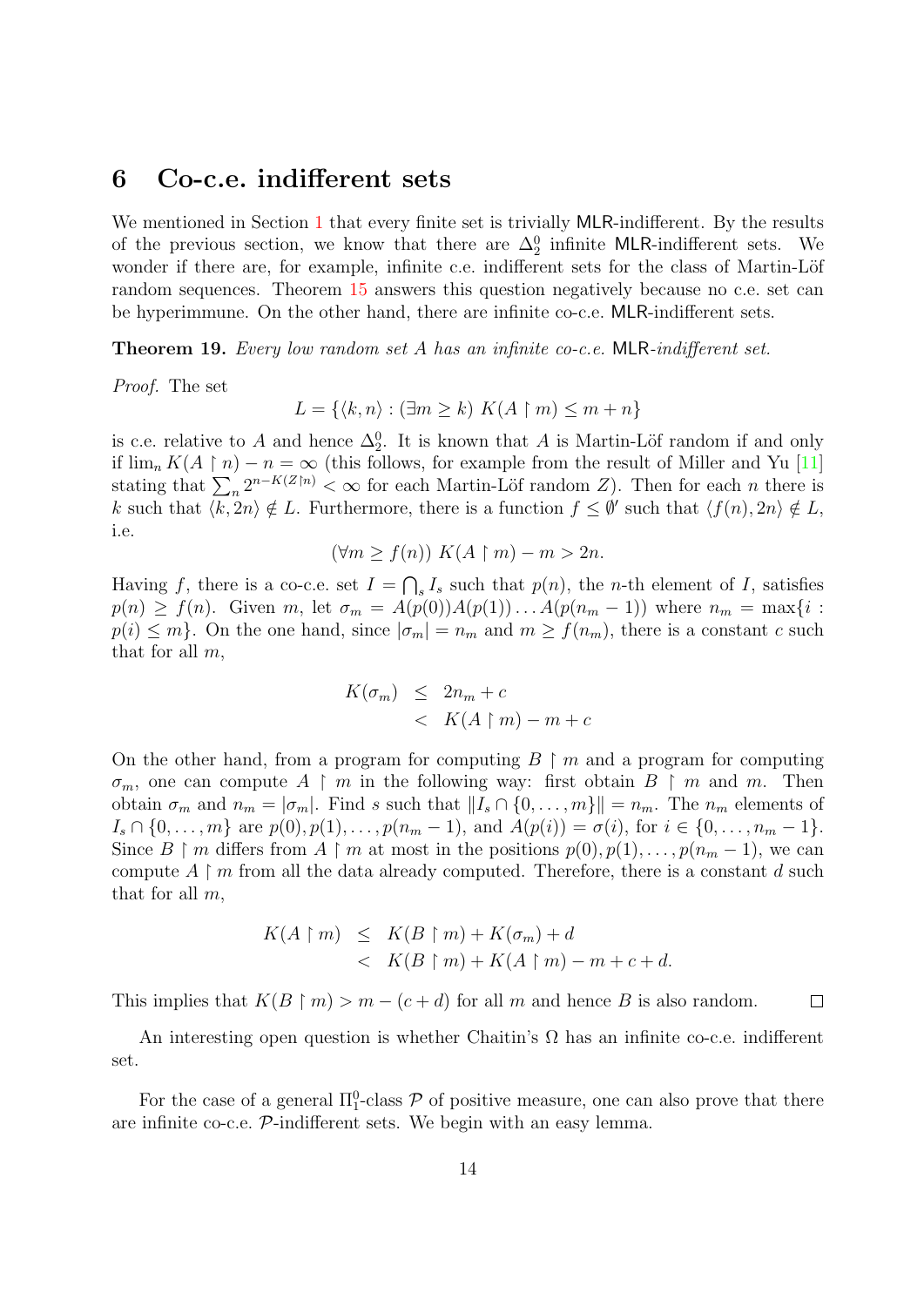## 6 Co-c.e. indifferent sets

We mentioned in Section 1 that every finite set is trivially MLR-indifferent. By the results of the previous section, we know that there are $\Delta^0_2$ infinite MLR-indifferent sets. We wonder if there are, for example, infinite c.e. indifferent sets for the class of Martin-Löf random sequences. Theorem 15 answers this question negatively because no c.e. set can be hyperimmune. On the other hand, there are infinite co-c.e. MLR-indifferent sets.

**Theorem 19.** *Every low random set $A$ has an infinite co-c.e.* MLR*-indifferent set.*

*Proof.* The set

$$L = \{\langle k, n\rangle : (\exists m \geq k)\ K(A \upharpoonright m) \leq m + n\}$$

is c.e. relative to $A$ and hence $\Delta^0_2$. It is known that $A$ is Martin-Löf random if and only if $\lim_n K(A \upharpoonright n) - n = \infty$ (this follows, for example from the result of Miller and Yu [11] stating that $\sum_n 2^{n-K(Z\upharpoonright n)} < \infty$ for each Martin-Löf random $Z$). Then for each $n$ there is $k$ such that $\langle k, 2n\rangle \notin L$. Furthermore, there is a function $f \leq \emptyset'$ such that $\langle f(n), 2n\rangle \notin L$, i.e.

$$(\forall m \geq f(n))\ K(A \upharpoonright m) - m > 2n.$$

Having $f$, there is a co-c.e. set $I = \bigcap_s I_s$ such that $p(n)$, the $n$-th element of $I$, satisfies $p(n) \geq f(n)$. Given $m$, let $\sigma_m = A(p(0))A(p(1))\dots A(p(n_m - 1))$ where $n_m = \max\{i : p(i) \leq m\}$. On the one hand, since $|\sigma_m| = n_m$ and $m \geq f(n_m)$, there is a constant $c$ such that for all $m$,

$$\begin{aligned} K(\sigma_m) &\leq 2n_m + c \\ &< K(A \upharpoonright m) - m + c \end{aligned}$$

On the other hand, from a program for computing $B \upharpoonright m$ and a program for computing $\sigma_m$, one can compute $A \upharpoonright m$ in the following way: first obtain $B \upharpoonright m$ and $m$. Then obtain $\sigma_m$ and $n_m = |\sigma_m|$. Find $s$ such that $\|I_s \cap \{0, \dots, m\}\| = n_m$. The $n_m$ elements of $I_s \cap \{0, \dots, m\}$ are $p(0), p(1), \dots, p(n_m - 1)$, and $A(p(i)) = \sigma(i)$, for $i \in \{0, \dots, n_m - 1\}$. Since $B \upharpoonright m$ differs from $A \upharpoonright m$ at most in the positions $p(0), p(1), \dots, p(n_m - 1)$, we can compute $A \upharpoonright m$ from all the data already computed. Therefore, there is a constant $d$ such that for all $m$,

$$\begin{aligned} K(A \upharpoonright m) &\leq K(B \upharpoonright m) + K(\sigma_m) + d \\ &< K(B \upharpoonright m) + K(A \upharpoonright m) - m + c + d. \end{aligned}$$

This implies that $K(B \upharpoonright m) > m - (c + d)$ for all $m$ and hence $B$ is also random. $\square$

An interesting open question is whether Chaitin's $\Omega$ has an infinite co-c.e. indifferent set.

For the case of a general $\Pi^0_1$-class $\mathcal{P}$ of positive measure, one can also prove that there are infinite co-c.e. $\mathcal{P}$-indifferent sets. We begin with an easy lemma.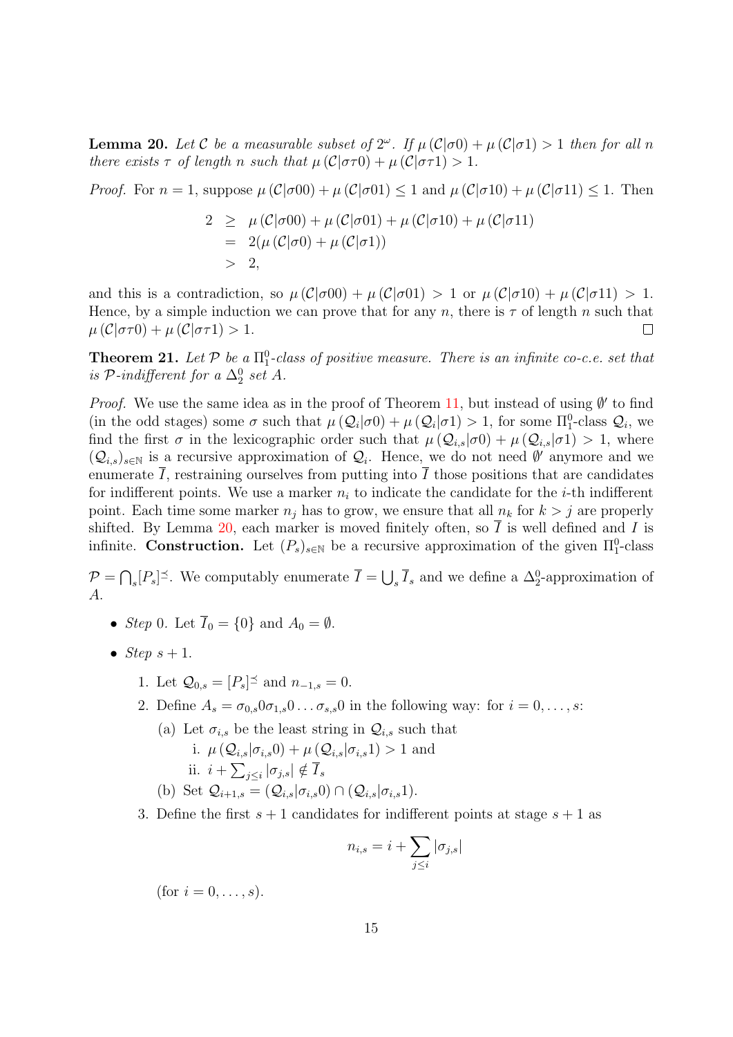**Lemma 20.** *Let $\mathcal{C}$ be a measurable subset of $2^\omega$. If $\mu(\mathcal{C}|\sigma 0) + \mu(\mathcal{C}|\sigma 1) > 1$ then for all $n$ there exists $\tau$ of length $n$ such that $\mu(\mathcal{C}|\sigma\tau 0) + \mu(\mathcal{C}|\sigma\tau 1) > 1$.*

*Proof.* For $n = 1$, suppose $\mu(\mathcal{C}|\sigma 00) + \mu(\mathcal{C}|\sigma 01) \leq 1$ and $\mu(\mathcal{C}|\sigma 10) + \mu(\mathcal{C}|\sigma 11) \leq 1$. Then

$$
\begin{aligned}
2 &\geq \mu(\mathcal{C}|\sigma 00) + \mu(\mathcal{C}|\sigma 01) + \mu(\mathcal{C}|\sigma 10) + \mu(\mathcal{C}|\sigma 11) \\
&= 2(\mu(\mathcal{C}|\sigma 0) + \mu(\mathcal{C}|\sigma 1)) \\
&> 2,
\end{aligned}
$$

and this is a contradiction, so $\mu(\mathcal{C}|\sigma 00) + \mu(\mathcal{C}|\sigma 01) > 1$ or $\mu(\mathcal{C}|\sigma 10) + \mu(\mathcal{C}|\sigma 11) > 1$. Hence, by a simple induction we can prove that for any $n$, there is $\tau$ of length $n$ such that $\mu(\mathcal{C}|\sigma\tau 0) + \mu(\mathcal{C}|\sigma\tau 1) > 1$. ∎

**Theorem 21.** *Let $\mathcal{P}$ be a $\Pi^0_1$-class of positive measure. There is an infinite co-c.e. set that is $\mathcal{P}$-indifferent for a $\Delta^0_2$ set $A$.*

*Proof.* We use the same idea as in the proof of Theorem 11, but instead of using $\emptyset'$ to find (in the odd stages) some $\sigma$ such that $\mu(\mathcal{Q}_i|\sigma 0) + \mu(\mathcal{Q}_i|\sigma 1) > 1$, for some $\Pi^0_1$-class $\mathcal{Q}_i$, we find the first $\sigma$ in the lexicographic order such that $\mu(\mathcal{Q}_{i,s}|\sigma 0) + \mu(\mathcal{Q}_{i,s}|\sigma 1) > 1$, where $(\mathcal{Q}_{i,s})_{s\in\mathbb{N}}$ is a recursive approximation of $\mathcal{Q}_i$. Hence, we do not need $\emptyset'$ anymore and we enumerate $\overline{I}$, restraining ourselves from putting into $\overline{I}$ those positions that are candidates for indifferent points. We use a marker $n_i$ to indicate the candidate for the $i$-th indifferent point. Each time some marker $n_j$ has to grow, we ensure that all $n_k$ for $k > j$ are properly shifted. By Lemma 20, each marker is moved finitely often, so $\overline{I}$ is well defined and $I$ is infinite. **Construction.** Let $(P_s)_{s\in\mathbb{N}}$ be a recursive approximation of the given $\Pi^0_1$-class $\mathcal{P} = \bigcap_s [P_s]^{\preceq}$. We computably enumerate $\overline{I} = \bigcup_s \overline{I}_s$ and we define a $\Delta^0_2$-approximation of $A$.

- *Step* 0. Let $\overline{I}_0 = \{0\}$ and $A_0 = \emptyset$.
- *Step* $s+1$.
  1. Let $\mathcal{Q}_{0,s} = [P_s]^{\preceq}$ and $n_{-1,s} = 0$.
  2. Define $A_s = \sigma_{0,s} 0 \sigma_{1,s} 0 \ldots \sigma_{s,s} 0$ in the following way: for $i = 0, \ldots, s$:
     (a) Let $\sigma_{i,s}$ be the least string in $\mathcal{Q}_{i,s}$ such that
        i. $\mu(\mathcal{Q}_{i,s}|\sigma_{i,s} 0) + \mu(\mathcal{Q}_{i,s}|\sigma_{i,s} 1) > 1$ and
        ii. $i + \sum_{j\leq i} |\sigma_{j,s}| \notin \overline{I}_s$
     (b) Set $\mathcal{Q}_{i+1,s} = (\mathcal{Q}_{i,s}|\sigma_{i,s} 0) \cap (\mathcal{Q}_{i,s}|\sigma_{i,s} 1)$.
  3. Define the first $s+1$ candidates for indifferent points at stage $s+1$ as

     $$n_{i,s} = i + \sum_{j\leq i} |\sigma_{j,s}|$$

     (for $i = 0, \ldots, s$).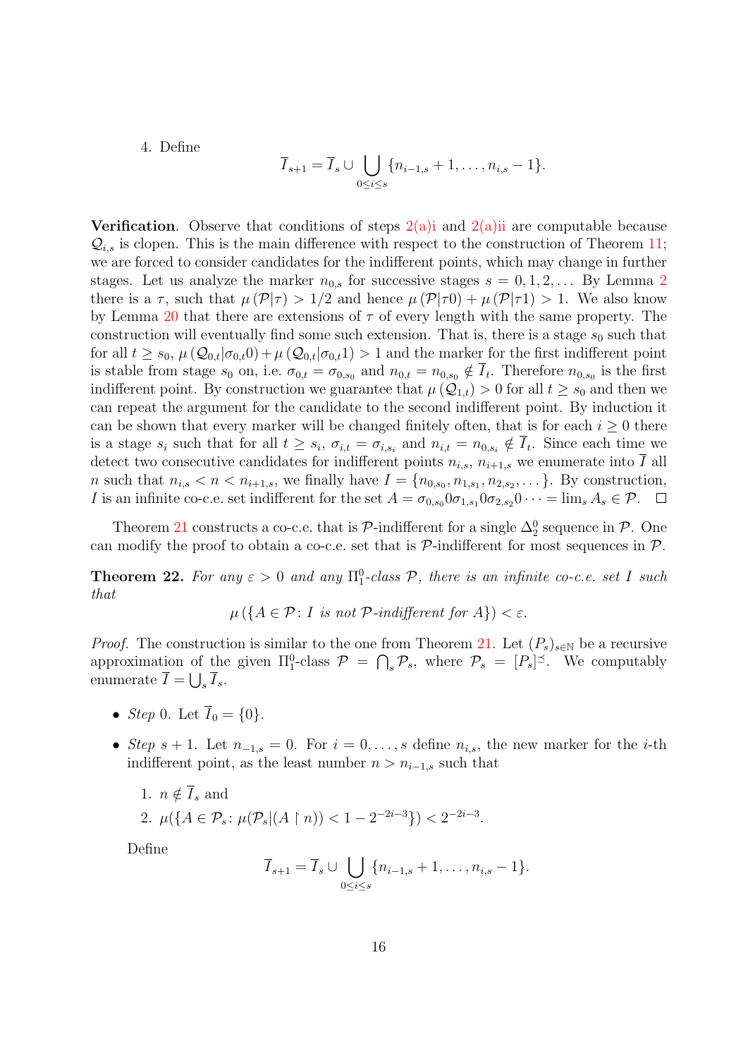4. Define

$$\overline{I}_{s+1} = \overline{I}_s \cup \bigcup_{0 \le i \le s} \{n_{i-1,s}+1, \dots, n_{i,s}-1\}.$$

**Verification**. Observe that conditions of steps 2(a)i and 2(a)ii are computable because $\mathcal{Q}_{i,s}$ is clopen. This is the main difference with respect to the construction of Theorem 11; we are forced to consider candidates for the indifferent points, which may change in further stages. Let us analyze the marker $n_{0,s}$ for successive stages $s = 0, 1, 2, \dots$ By Lemma 2 there is a $\tau$, such that $\mu(\mathcal{P}|\tau) > 1/2$ and hence $\mu(\mathcal{P}|\tau 0) + \mu(\mathcal{P}|\tau 1) > 1$. We also know by Lemma 20 that there are extensions of $\tau$ of every length with the same property. The construction will eventually find some such extension. That is, there is a stage $s_0$ such that for all $t \ge s_0$, $\mu(\mathcal{Q}_{0,t}|\sigma_{0,t}0) + \mu(\mathcal{Q}_{0,t}|\sigma_{0,t}1) > 1$ and the marker for the first indifferent point is stable from stage $s_0$ on, i.e. $\sigma_{0,t} = \sigma_{0,s_0}$ and $n_{0,t} = n_{0,s_0} \notin \overline{I}_t$. Therefore $n_{0,s_0}$ is the first indifferent point. By construction we guarantee that $\mu(\mathcal{Q}_{1,t}) > 0$ for all $t \ge s_0$ and then we can repeat the argument for the candidate to the second indifferent point. By induction it can be shown that every marker will be changed finitely often, that is for each $i \ge 0$ there is a stage $s_i$ such that for all $t \ge s_i$, $\sigma_{i,t} = \sigma_{i,s_i}$ and $n_{i,t} = n_{0,s_i} \notin \overline{I}_t$. Since each time we detect two consecutive candidates for indifferent points $n_{i,s}$, $n_{i+1,s}$ we enumerate into $\overline{I}$ all $n$ such that $n_{i,s} < n < n_{i+1,s}$, we finally have $I = \{n_{0,s_0}, n_{1,s_1}, n_{2,s_2}, \dots\}$. By construction, $I$ is an infinite co-c.e. set indifferent for the set $A = \sigma_{0,s_0}0\sigma_{1,s_1}0\sigma_{2,s_2}0 \cdots = \lim_s A_s \in \mathcal{P}$. $\square$

Theorem 21 constructs a co-c.e. that is $\mathcal{P}$-indifferent for a single $\Delta^0_2$ sequence in $\mathcal{P}$. One can modify the proof to obtain a co-c.e. set that is $\mathcal{P}$-indifferent for most sequences in $\mathcal{P}$.

**Theorem 22.** *For any $\varepsilon > 0$ and any $\Pi^0_1$-class $\mathcal{P}$, there is an infinite co-c.e. set $I$ such that*

$$\mu(\{A \in \mathcal{P} \colon I \text{ is not } \mathcal{P}\text{-indifferent for } A\}) < \varepsilon.$$

*Proof.* The construction is similar to the one from Theorem 21. Let $(P_s)_{s \in \mathbb{N}}$ be a recursive approximation of the given $\Pi^0_1$-class $\mathcal{P} = \bigcap_s \mathcal{P}_s$, where $\mathcal{P}_s = [P_s]^{\preceq}$. We computably enumerate $\overline{I} = \bigcup_s \overline{I}_s$.

- *Step* 0. Let $\overline{I}_0 = \{0\}$.
- *Step* $s+1$. Let $n_{-1,s} = 0$. For $i = 0, \dots, s$ define $n_{i,s}$, the new marker for the $i$-th indifferent point, as the least number $n > n_{i-1,s}$ such that

  1. $n \notin \overline{I}_s$ and
  2. $\mu(\{A \in \mathcal{P}_s \colon \mu(\mathcal{P}_s|(A \upharpoonright n)) < 1 - 2^{-2i-3}\}) < 2^{-2i-3}$.

  Define

$$\overline{I}_{s+1} = \overline{I}_s \cup \bigcup_{0 \le i \le s} \{n_{i-1,s}+1, \dots, n_{i,s}-1\}.$$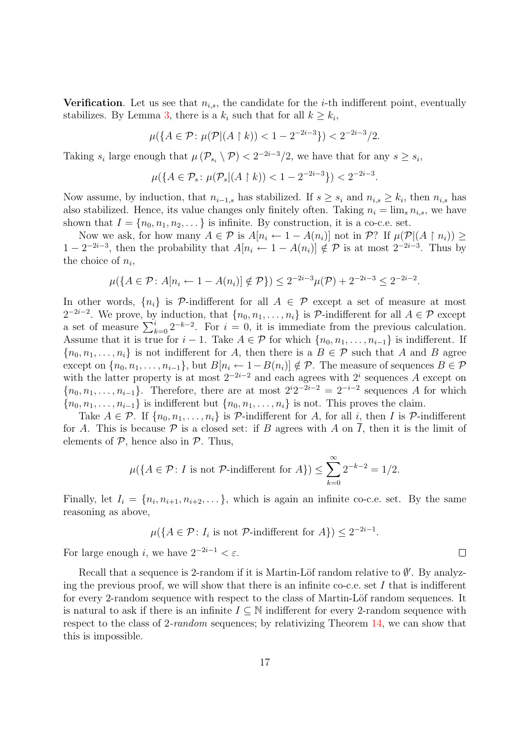**Verification**. Let us see that $n_{i,s}$, the candidate for the $i$-th indifferent point, eventually stabilizes. By Lemma 3, there is a $k_i$ such that for all $k \geq k_i$,

$$\mu(\{A \in \mathcal{P} \colon \mu(\mathcal{P}|(A \upharpoonright k)) < 1 - 2^{-2i-3}\}) < 2^{-2i-3}/2.$$

Taking $s_i$ large enough that $\mu(\mathcal{P}_{s_i} \setminus \mathcal{P}) < 2^{-2i-3}/2$, we have that for any $s \geq s_i$,

$$\mu(\{A \in \mathcal{P}_s \colon \mu(\mathcal{P}_s|(A \upharpoonright k)) < 1 - 2^{-2i-3}\}) < 2^{-2i-3}.$$

Now assume, by induction, that $n_{i-1,s}$ has stabilized. If $s \geq s_i$ and $n_{i,s} \geq k_i$, then $n_{i,s}$ has also stabilized. Hence, its value changes only finitely often. Taking $n_i = \lim_s n_{i,s}$, we have shown that $I = \{n_0, n_1, n_2, \dots\}$ is infinite. By construction, it is a co-c.e. set.

Now we ask, for how many $A \in \mathcal{P}$ is $A[n_i \leftarrow 1 - A(n_i)]$ not in $\mathcal{P}$? If $\mu(\mathcal{P}|(A \upharpoonright n_i)) \geq 1 - 2^{-2i-3}$, then the probability that $A[n_i \leftarrow 1 - A(n_i)] \notin \mathcal{P}$ is at most $2^{-2i-3}$. Thus by the choice of $n_i$,

$$\mu(\{A \in \mathcal{P} \colon A[n_i \leftarrow 1 - A(n_i)] \notin \mathcal{P}\}) \leq 2^{-2i-3}\mu(\mathcal{P}) + 2^{-2i-3} \leq 2^{-2i-2}.$$

In other words, $\{n_i\}$ is $\mathcal{P}$-indifferent for all $A \in \mathcal{P}$ except a set of measure at most $2^{-2i-2}$. We prove, by induction, that $\{n_0, n_1, \dots, n_i\}$ is $\mathcal{P}$-indifferent for all $A \in \mathcal{P}$ except a set of measure $\sum_{k=0}^{i} 2^{-k-2}$. For $i = 0$, it is immediate from the previous calculation. Assume that it is true for $i - 1$. Take $A \in \mathcal{P}$ for which $\{n_0, n_1, \dots, n_{i-1}\}$ is indifferent. If $\{n_0, n_1, \dots, n_i\}$ is not indifferent for $A$, then there is a $B \in \mathcal{P}$ such that $A$ and $B$ agree except on $\{n_0, n_1, \dots, n_{i-1}\}$, but $B[n_i \leftarrow 1 - B(n_i)] \notin \mathcal{P}$. The measure of sequences $B \in \mathcal{P}$ with the latter property is at most $2^{-2i-2}$ and each agrees with $2^i$ sequences $A$ except on $\{n_0, n_1, \dots, n_{i-1}\}$. Therefore, there are at most $2^i 2^{-2i-2} = 2^{-i-2}$ sequences $A$ for which $\{n_0, n_1, \dots, n_{i-1}\}$ is indifferent but $\{n_0, n_1, \dots, n_i\}$ is not. This proves the claim.

Take $A \in \mathcal{P}$. If $\{n_0, n_1, \dots, n_i\}$ is $\mathcal{P}$-indifferent for $A$, for all $i$, then $I$ is $\mathcal{P}$-indifferent for $A$. This is because $\mathcal{P}$ is a closed set: if $B$ agrees with $A$ on $\overline{I}$, then it is the limit of elements of $\mathcal{P}$, hence also in $\mathcal{P}$. Thus,

$$\mu(\{A \in \mathcal{P} \colon I \text{ is not } \mathcal{P}\text{-indifferent for } A\}) \leq \sum_{k=0}^{\infty} 2^{-k-2} = 1/2.$$

Finally, let $I_i = \{n_i, n_{i+1}, n_{i+2}, \dots\}$, which is again an infinite co-c.e. set. By the same reasoning as above,

$$\mu(\{A \in \mathcal{P} \colon I_i \text{ is not } \mathcal{P}\text{-indifferent for } A\}) \leq 2^{-2i-1}.$$

For large enough $i$, we have $2^{-2i-1} < \varepsilon$. □

Recall that a sequence is 2-random if it is Martin-Löf random relative to $\emptyset'$. By analyzing the previous proof, we will show that there is an infinite co-c.e. set $I$ that is indifferent for every 2-random sequence with respect to the class of Martin-Löf random sequences. It is natural to ask if there is an infinite $I \subseteq \mathbb{N}$ indifferent for every 2-random sequence with respect to the class of 2-*random* sequences; by relativizing Theorem 14, we can show that this is impossible.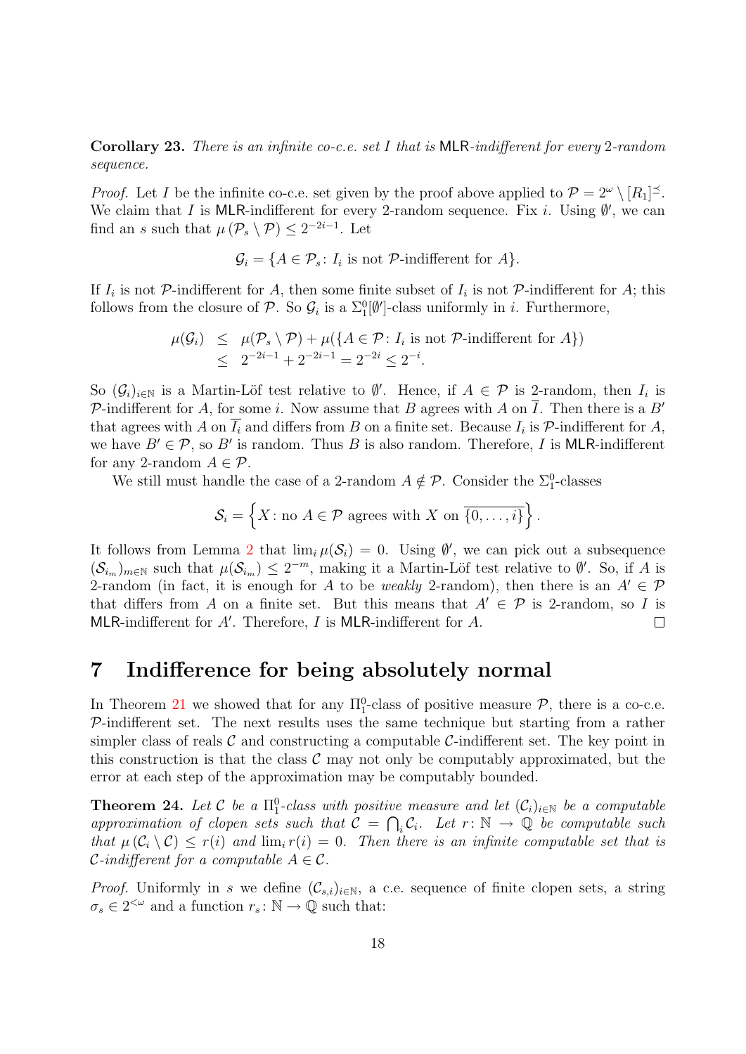**Corollary 23.** *There is an infinite co-c.e. set $I$ that is* MLR*-indifferent for every* 2*-random sequence.*

*Proof.* Let $I$ be the infinite co-c.e. set given by the proof above applied to $\mathcal{P} = 2^\omega \setminus [R_1]^{\preceq}$. We claim that $I$ is MLR-indifferent for every 2-random sequence. Fix $i$. Using $\emptyset'$, we can find an $s$ such that $\mu(\mathcal{P}_s \setminus \mathcal{P}) \leq 2^{-2i-1}$. Let

$$\mathcal{G}_i = \{A \in \mathcal{P}_s \colon I_i \text{ is not } \mathcal{P}\text{-indifferent for } A\}.$$

If $I_i$ is not $\mathcal{P}$-indifferent for $A$, then some finite subset of $I_i$ is not $\mathcal{P}$-indifferent for $A$; this follows from the closure of $\mathcal{P}$. So $\mathcal{G}_i$ is a $\Sigma^0_1[\emptyset']$-class uniformly in $i$. Furthermore,

$$\begin{aligned}
\mu(\mathcal{G}_i) &\leq \mu(\mathcal{P}_s \setminus \mathcal{P}) + \mu(\{A \in \mathcal{P} \colon I_i \text{ is not } \mathcal{P}\text{-indifferent for } A\}) \\
&\leq 2^{-2i-1} + 2^{-2i-1} = 2^{-2i} \leq 2^{-i}.
\end{aligned}$$

So $(\mathcal{G}_i)_{i\in\mathbb{N}}$ is a Martin-Löf test relative to $\emptyset'$. Hence, if $A \in \mathcal{P}$ is 2-random, then $I_i$ is $\mathcal{P}$-indifferent for $A$, for some $i$. Now assume that $B$ agrees with $A$ on $\overline{I}$. Then there is a $B'$ that agrees with $A$ on $\overline{I_i}$ and differs from $B$ on a finite set. Because $I_i$ is $\mathcal{P}$-indifferent for $A$, we have $B' \in \mathcal{P}$, so $B'$ is random. Thus $B$ is also random. Therefore, $I$ is MLR-indifferent for any 2-random $A \in \mathcal{P}$.

We still must handle the case of a 2-random $A \notin \mathcal{P}$. Consider the $\Sigma^0_1$-classes

$$\mathcal{S}_i = \left\{X \colon \text{no } A \in \mathcal{P} \text{ agrees with } X \text{ on } \overline{\{0,\ldots,i\}}\right\}.$$

It follows from Lemma 2 that $\lim_i \mu(\mathcal{S}_i) = 0$. Using $\emptyset'$, we can pick out a subsequence $(\mathcal{S}_{i_m})_{m\in\mathbb{N}}$ such that $\mu(\mathcal{S}_{i_m}) \leq 2^{-m}$, making it a Martin-Löf test relative to $\emptyset'$. So, if $A$ is 2-random (in fact, it is enough for $A$ to be *weakly* 2-random), then there is an $A' \in \mathcal{P}$ that differs from $A$ on a finite set. But this means that $A' \in \mathcal{P}$ is 2-random, so $I$ is MLR-indifferent for $A'$. Therefore, $I$ is MLR-indifferent for $A$. ☐

# 7 Indifference for being absolutely normal

In Theorem 21 we showed that for any $\Pi^0_1$-class of positive measure $\mathcal{P}$, there is a co-c.e. $\mathcal{P}$-indifferent set. The next results uses the same technique but starting from a rather simpler class of reals $\mathcal{C}$ and constructing a computable $\mathcal{C}$-indifferent set. The key point in this construction is that the class $\mathcal{C}$ may not only be computably approximated, but the error at each step of the approximation may be computably bounded.

**Theorem 24.** *Let $\mathcal{C}$ be a $\Pi^0_1$-class with positive measure and let $(\mathcal{C}_i)_{i\in\mathbb{N}}$ be a computable approximation of clopen sets such that $\mathcal{C} = \bigcap_i \mathcal{C}_i$. Let $r \colon \mathbb{N} \to \mathbb{Q}$ be computable such that $\mu(\mathcal{C}_i \setminus \mathcal{C}) \leq r(i)$ and $\lim_i r(i) = 0$. Then there is an infinite computable set that is $\mathcal{C}$-indifferent for a computable $A \in \mathcal{C}$.*

*Proof.* Uniformly in $s$ we define $(\mathcal{C}_{s,i})_{i\in\mathbb{N}}$, a c.e. sequence of finite clopen sets, a string $\sigma_s \in 2^{<\omega}$ and a function $r_s \colon \mathbb{N} \to \mathbb{Q}$ such that: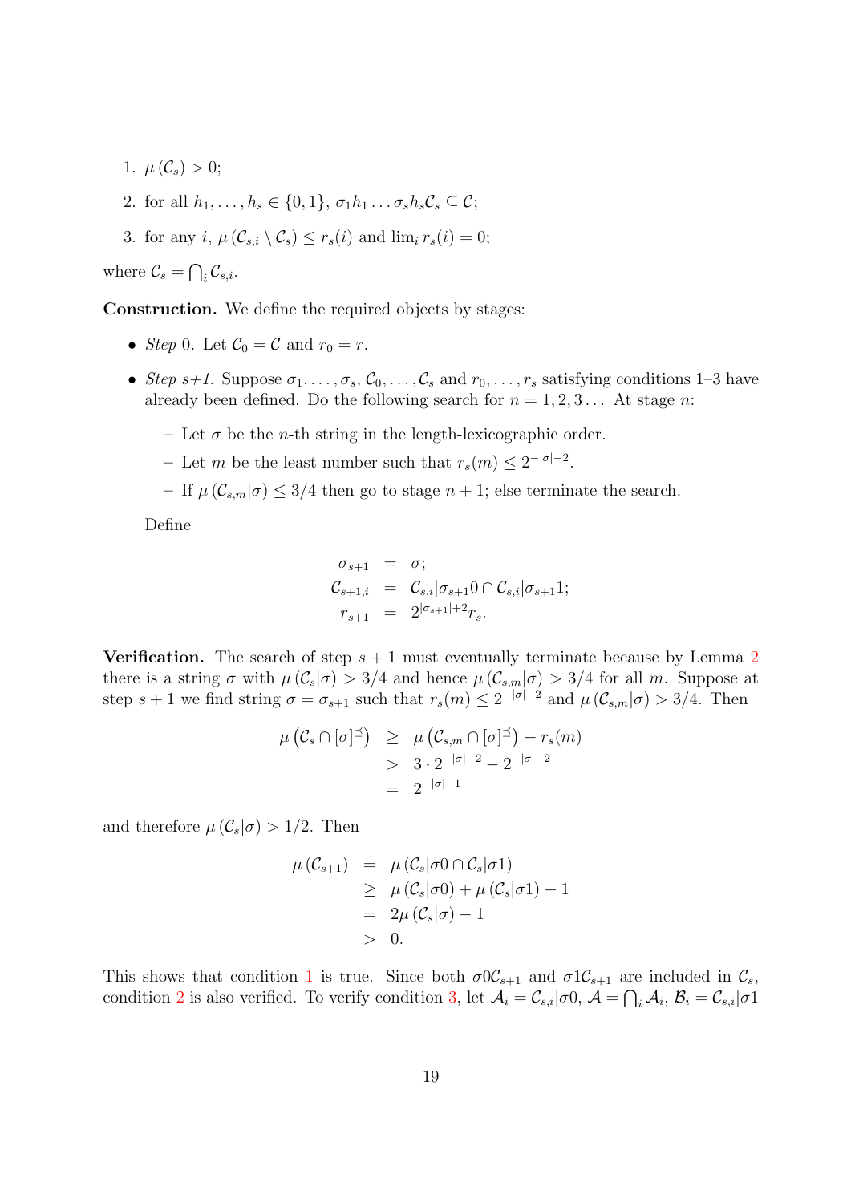1. $\mu(\mathcal{C}_s) > 0$;
2. for all $h_1, \ldots, h_s \in \{0, 1\}$, $\sigma_1 h_1 \ldots \sigma_s h_s \mathcal{C}_s \subseteq \mathcal{C}$;
3. for any $i$, $\mu(\mathcal{C}_{s,i} \setminus \mathcal{C}_s) \leq r_s(i)$ and $\lim_i r_s(i) = 0$;

where $\mathcal{C}_s = \bigcap_i \mathcal{C}_{s,i}$.

**Construction.** We define the required objects by stages:

- *Step* 0. Let $\mathcal{C}_0 = \mathcal{C}$ and $r_0 = r$.
- *Step s+1.* Suppose $\sigma_1, \ldots, \sigma_s$, $\mathcal{C}_0, \ldots, \mathcal{C}_s$ and $r_0, \ldots, r_s$ satisfying conditions 1–3 have already been defined. Do the following search for $n = 1, 2, 3 \ldots$ At stage $n$:
  - Let $\sigma$ be the $n$-th string in the length-lexicographic order.
  - Let $m$ be the least number such that $r_s(m) \leq 2^{-|\sigma|-2}$.
  - If $\mu(\mathcal{C}_{s,m}|\sigma) \leq 3/4$ then go to stage $n+1$; else terminate the search.

  Define

$$\begin{aligned}
\sigma_{s+1} &= \sigma; \\
\mathcal{C}_{s+1,i} &= \mathcal{C}_{s,i}|\sigma_{s+1}0 \cap \mathcal{C}_{s,i}|\sigma_{s+1}1; \\
r_{s+1} &= 2^{|\sigma_{s+1}|+2} r_s.
\end{aligned}$$

**Verification.** The search of step $s+1$ must eventually terminate because by Lemma 2 there is a string $\sigma$ with $\mu(\mathcal{C}_s|\sigma) > 3/4$ and hence $\mu(\mathcal{C}_{s,m}|\sigma) > 3/4$ for all $m$. Suppose at step $s+1$ we find string $\sigma = \sigma_{s+1}$ such that $r_s(m) \leq 2^{-|\sigma|-2}$ and $\mu(\mathcal{C}_{s,m}|\sigma) > 3/4$. Then

$$\begin{aligned}
\mu\left(\mathcal{C}_s \cap [\sigma]^{\preceq}\right) &\geq \mu\left(\mathcal{C}_{s,m} \cap [\sigma]^{\preceq}\right) - r_s(m) \\
&> 3 \cdot 2^{-|\sigma|-2} - 2^{-|\sigma|-2} \\
&= 2^{-|\sigma|-1}
\end{aligned}$$

and therefore $\mu(\mathcal{C}_s|\sigma) > 1/2$. Then

$$\begin{aligned}
\mu(\mathcal{C}_{s+1}) &= \mu(\mathcal{C}_s|\sigma 0 \cap \mathcal{C}_s|\sigma 1) \\
&\geq \mu(\mathcal{C}_s|\sigma 0) + \mu(\mathcal{C}_s|\sigma 1) - 1 \\
&= 2\mu(\mathcal{C}_s|\sigma) - 1 \\
&> 0.
\end{aligned}$$

This shows that condition 1 is true. Since both $\sigma 0 \mathcal{C}_{s+1}$ and $\sigma 1 \mathcal{C}_{s+1}$ are included in $\mathcal{C}_s$, condition 2 is also verified. To verify condition 3, let $\mathcal{A}_i = \mathcal{C}_{s,i}|\sigma 0$, $\mathcal{A} = \bigcap_i \mathcal{A}_i$, $\mathcal{B}_i = \mathcal{C}_{s,i}|\sigma 1$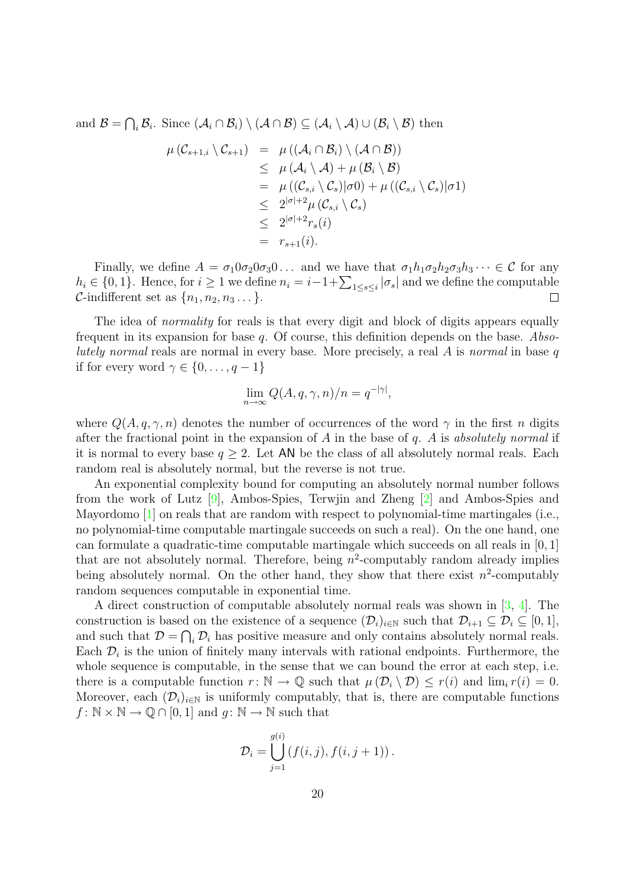and $\mathcal{B} = \bigcap_i \mathcal{B}_i$. Since $(\mathcal{A}_i \cap \mathcal{B}_i) \setminus (\mathcal{A} \cap \mathcal{B}) \subseteq (\mathcal{A}_i \setminus \mathcal{A}) \cup (\mathcal{B}_i \setminus \mathcal{B})$ then

$$
\begin{aligned}
\mu\left(\mathcal{C}_{s+1,i} \setminus \mathcal{C}_{s+1}\right) &= \mu\left((\mathcal{A}_i \cap \mathcal{B}_i) \setminus (\mathcal{A} \cap \mathcal{B})\right) \\
&\leq \mu\left(\mathcal{A}_i \setminus \mathcal{A}\right) + \mu\left(\mathcal{B}_i \setminus \mathcal{B}\right) \\
&= \mu\left((\mathcal{C}_{s,i} \setminus \mathcal{C}_s)|\sigma 0\right) + \mu\left((\mathcal{C}_{s,i} \setminus \mathcal{C}_s)|\sigma 1\right) \\
&\leq 2^{|\sigma|+2} \mu\left(\mathcal{C}_{s,i} \setminus \mathcal{C}_s\right) \\
&\leq 2^{|\sigma|+2} r_s(i) \\
&= r_{s+1}(i).
\end{aligned}
$$

Finally, we define $A = \sigma_1 0 \sigma_2 0 \sigma_3 0 \dots$ and we have that $\sigma_1 h_1 \sigma_2 h_2 \sigma_3 h_3 \dots \in \mathcal{C}$ for any $h_i \in \{0, 1\}$. Hence, for $i \geq 1$ we define $n_i = i - 1 + \sum_{1 \leq s \leq i} |\sigma_s|$ and we define the computable $\mathcal{C}$-indifferent set as $\{n_1, n_2, n_3 \dots\}$. □

The idea of *normality* for reals is that every digit and block of digits appears equally frequent in its expansion for base $q$. Of course, this definition depends on the base. *Absolutely normal* reals are normal in every base. More precisely, a real $A$ is *normal* in base $q$ if for every word $\gamma \in \{0, \dots, q-1\}$

$$
\lim_{n \to \infty} Q(A, q, \gamma, n)/n = q^{-|\gamma|},
$$

where $Q(A, q, \gamma, n)$ denotes the number of occurrences of the word $\gamma$ in the first $n$ digits after the fractional point in the expansion of $A$ in the base of $q$. $A$ is *absolutely normal* if it is normal to every base $q \geq 2$. Let $\mathsf{AN}$ be the class of all absolutely normal reals. Each random real is absolutely normal, but the reverse is not true.

An exponential complexity bound for computing an absolutely normal number follows from the work of Lutz [9], Ambos-Spies, Terwjin and Zheng [2] and Ambos-Spies and Mayordomo [1] on reals that are random with respect to polynomial-time martingales (i.e., no polynomial-time computable martingale succeeds on such a real). On the one hand, one can formulate a quadratic-time computable martingale which succeeds on all reals in $[0, 1]$ that are not absolutely normal. Therefore, being $n^2$-computably random already implies being absolutely normal. On the other hand, they show that there exist $n^2$-computably random sequences computable in exponential time.

A direct construction of computable absolutely normal reals was shown in [3, 4]. The construction is based on the existence of a sequence $(\mathcal{D}_i)_{i \in \mathbb{N}}$ such that $\mathcal{D}_{i+1} \subseteq \mathcal{D}_i \subseteq [0, 1]$, and such that $\mathcal{D} = \bigcap_i \mathcal{D}_i$ has positive measure and only contains absolutely normal reals. Each $\mathcal{D}_i$ is the union of finitely many intervals with rational endpoints. Furthermore, the whole sequence is computable, in the sense that we can bound the error at each step, i.e. there is a computable function $r\colon \mathbb{N} \to \mathbb{Q}$ such that $\mu(\mathcal{D}_i \setminus \mathcal{D}) \leq r(i)$ and $\lim_i r(i) = 0$. Moreover, each $(\mathcal{D}_i)_{i \in \mathbb{N}}$ is uniformly computably, that is, there are computable functions $f\colon \mathbb{N} \times \mathbb{N} \to \mathbb{Q} \cap [0, 1]$ and $g\colon \mathbb{N} \to \mathbb{N}$ such that

$$
\mathcal{D}_i = \bigcup_{j=1}^{g(i)} \left(f(i, j), f(i, j+1)\right).
$$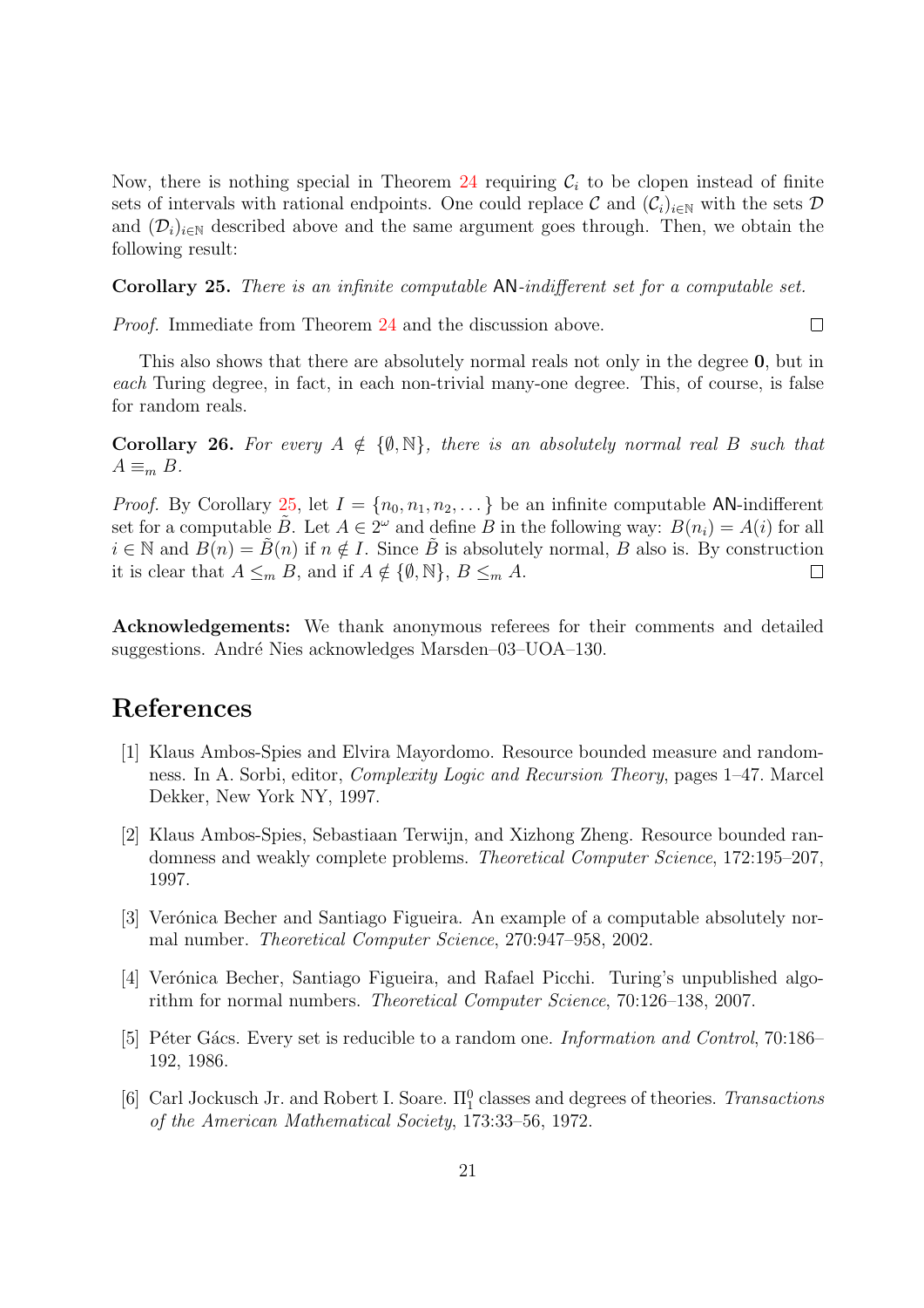Now, there is nothing special in Theorem 24 requiring $\mathcal{C}_i$ to be clopen instead of finite sets of intervals with rational endpoints. One could replace $\mathcal{C}$ and $(\mathcal{C}_i)_{i\in\mathbb{N}}$ with the sets $\mathcal{D}$ and $(\mathcal{D}_i)_{i\in\mathbb{N}}$ described above and the same argument goes through. Then, we obtain the following result:

**Corollary 25.** *There is an infinite computable* $\mathsf{AN}$*-indifferent set for a computable set.*

*Proof.* Immediate from Theorem 24 and the discussion above. $\square$

This also shows that there are absolutely normal reals not only in the degree $\mathbf{0}$, but in *each* Turing degree, in fact, in each non-trivial many-one degree. This, of course, is false for random reals.

**Corollary 26.** *For every $A \notin \{\emptyset, \mathbb{N}\}$, there is an absolutely normal real $B$ such that $A \equiv_m B$.*

*Proof.* By Corollary 25, let $I = \{n_0, n_1, n_2, \dots\}$ be an infinite computable $\mathsf{AN}$-indifferent set for a computable $\tilde{B}$. Let $A \in 2^\omega$ and define $B$ in the following way: $B(n_i) = A(i)$ for all $i \in \mathbb{N}$ and $B(n) = \tilde{B}(n)$ if $n \notin I$. Since $\tilde{B}$ is absolutely normal, $B$ also is. By construction it is clear that $A \leq_m B$, and if $A \notin \{\emptyset, \mathbb{N}\}$, $B \leq_m A$. $\square$

**Acknowledgements:** We thank anonymous referees for their comments and detailed suggestions. André Nies acknowledges Marsden–03–UOA–130.

# References

[1] Klaus Ambos-Spies and Elvira Mayordomo. Resource bounded measure and randomness. In A. Sorbi, editor, *Complexity Logic and Recursion Theory*, pages 1–47. Marcel Dekker, New York NY, 1997.

[2] Klaus Ambos-Spies, Sebastiaan Terwijn, and Xizhong Zheng. Resource bounded randomness and weakly complete problems. *Theoretical Computer Science*, 172:195–207, 1997.

[3] Verónica Becher and Santiago Figueira. An example of a computable absolutely normal number. *Theoretical Computer Science*, 270:947–958, 2002.

[4] Verónica Becher, Santiago Figueira, and Rafael Picchi. Turing's unpublished algorithm for normal numbers. *Theoretical Computer Science*, 70:126–138, 2007.

[5] Péter Gács. Every set is reducible to a random one. *Information and Control*, 70:186–192, 1986.

[6] Carl Jockusch Jr. and Robert I. Soare. $\Pi^0_1$ classes and degrees of theories. *Transactions of the American Mathematical Society*, 173:33–56, 1972.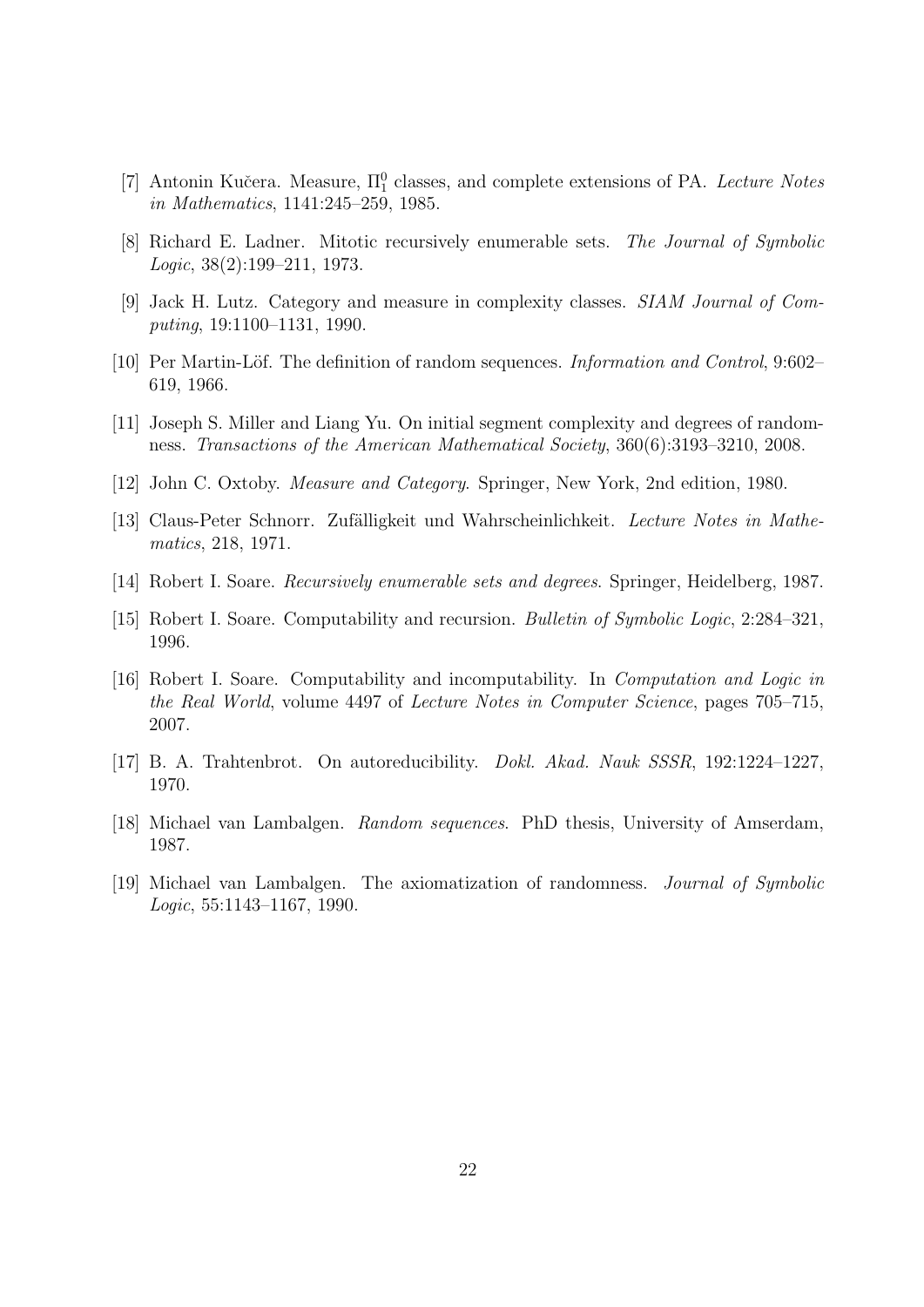[7] Antonin Kučera. Measure, $\Pi^0_1$ classes, and complete extensions of PA. *Lecture Notes in Mathematics*, 1141:245–259, 1985.

[8] Richard E. Ladner. Mitotic recursively enumerable sets. *The Journal of Symbolic Logic*, 38(2):199–211, 1973.

[9] Jack H. Lutz. Category and measure in complexity classes. *SIAM Journal of Computing*, 19:1100–1131, 1990.

[10] Per Martin-Löf. The definition of random sequences. *Information and Control*, 9:602–619, 1966.

[11] Joseph S. Miller and Liang Yu. On initial segment complexity and degrees of randomness. *Transactions of the American Mathematical Society*, 360(6):3193–3210, 2008.

[12] John C. Oxtoby. *Measure and Category*. Springer, New York, 2nd edition, 1980.

[13] Claus-Peter Schnorr. Zufälligkeit und Wahrscheinlichkeit. *Lecture Notes in Mathematics*, 218, 1971.

[14] Robert I. Soare. *Recursively enumerable sets and degrees*. Springer, Heidelberg, 1987.

[15] Robert I. Soare. Computability and recursion. *Bulletin of Symbolic Logic*, 2:284–321, 1996.

[16] Robert I. Soare. Computability and incomputability. In *Computation and Logic in the Real World*, volume 4497 of *Lecture Notes in Computer Science*, pages 705–715, 2007.

[17] B. A. Trahtenbrot. On autoreducibility. *Dokl. Akad. Nauk SSSR*, 192:1224–1227, 1970.

[18] Michael van Lambalgen. *Random sequences*. PhD thesis, University of Amserdam, 1987.

[19] Michael van Lambalgen. The axiomatization of randomness. *Journal of Symbolic Logic*, 55:1143–1167, 1990.